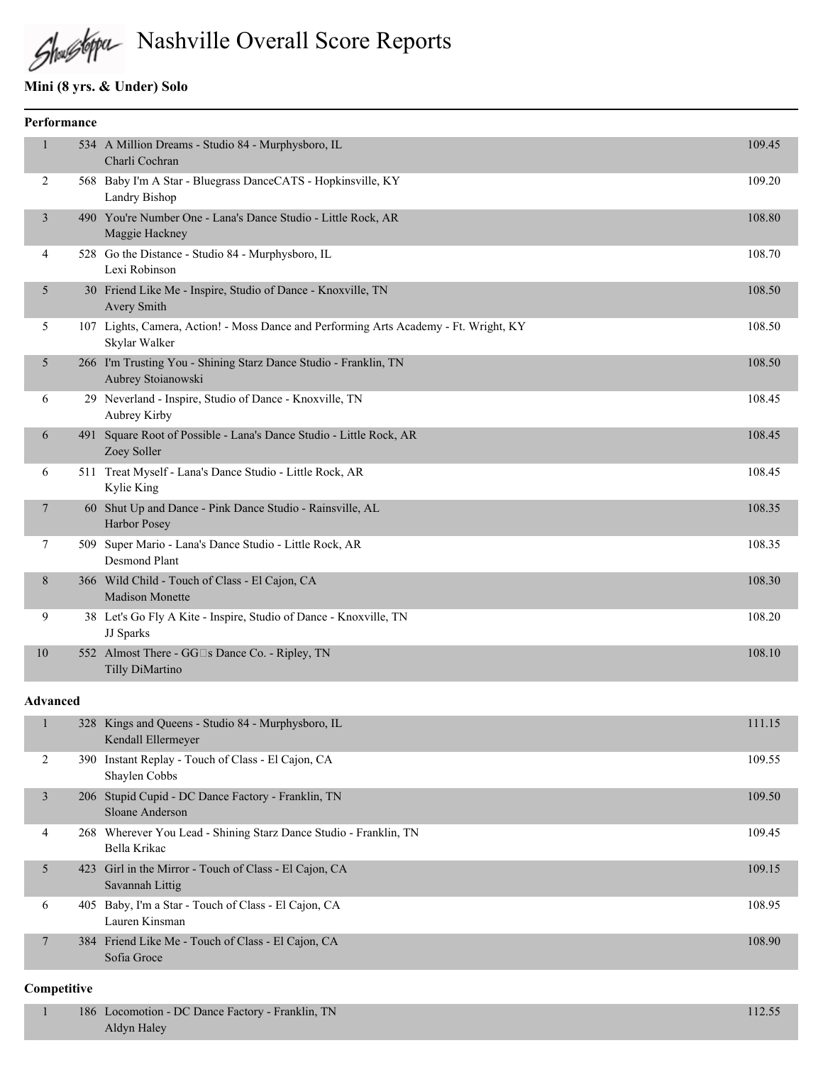# Nashville Overall Score Reports

## Mini (8 yrs. & Under) Solo

### Performance

| Place | No. | Entry | Score |
|---|---|---|---|
| 1 | 534 | A Million Dreams - Studio 84 - Murphysboro, IL<br>Charli Cochran | 109.45 |
| 2 | 568 | Baby I'm A Star - Bluegrass DanceCATS - Hopkinsville, KY<br>Landry Bishop | 109.20 |
| 3 | 490 | You're Number One - Lana's Dance Studio - Little Rock, AR<br>Maggie Hackney | 108.80 |
| 4 | 528 | Go the Distance - Studio 84 - Murphysboro, IL<br>Lexi Robinson | 108.70 |
| 5 | 30 | Friend Like Me - Inspire, Studio of Dance - Knoxville, TN<br>Avery Smith | 108.50 |
| 5 | 107 | Lights, Camera, Action! - Moss Dance and Performing Arts Academy - Ft. Wright, KY<br>Skylar Walker | 108.50 |
| 5 | 266 | I'm Trusting You - Shining Starz Dance Studio - Franklin, TN<br>Aubrey Stoianowski | 108.50 |
| 6 | 29 | Neverland - Inspire, Studio of Dance - Knoxville, TN<br>Aubrey Kirby | 108.45 |
| 6 | 491 | Square Root of Possible - Lana's Dance Studio - Little Rock, AR<br>Zoey Soller | 108.45 |
| 6 | 511 | Treat Myself - Lana's Dance Studio - Little Rock, AR<br>Kylie King | 108.45 |
| 7 | 60 | Shut Up and Dance - Pink Dance Studio - Rainsville, AL<br>Harbor Posey | 108.35 |
| 7 | 509 | Super Mario - Lana's Dance Studio - Little Rock, AR<br>Desmond Plant | 108.35 |
| 8 | 366 | Wild Child - Touch of Class - El Cajon, CA<br>Madison Monette | 108.30 |
| 9 | 38 | Let's Go Fly A Kite - Inspire, Studio of Dance - Knoxville, TN<br>JJ Sparks | 108.20 |
| 10 | 552 | Almost There - GG□s Dance Co. - Ripley, TN<br>Tilly DiMartino | 108.10 |

### Advanced

| Place | No. | Entry | Score |
|---|---|---|---|
| 1 | 328 | Kings and Queens - Studio 84 - Murphysboro, IL<br>Kendall Ellermeyer | 111.15 |
| 2 | 390 | Instant Replay - Touch of Class - El Cajon, CA<br>Shaylen Cobbs | 109.55 |
| 3 | 206 | Stupid Cupid - DC Dance Factory - Franklin, TN<br>Sloane Anderson | 109.50 |
| 4 | 268 | Wherever You Lead - Shining Starz Dance Studio - Franklin, TN<br>Bella Krikac | 109.45 |
| 5 | 423 | Girl in the Mirror - Touch of Class - El Cajon, CA<br>Savannah Littig | 109.15 |
| 6 | 405 | Baby, I'm a Star - Touch of Class - El Cajon, CA<br>Lauren Kinsman | 108.95 |
| 7 | 384 | Friend Like Me - Touch of Class - El Cajon, CA<br>Sofia Groce | 108.90 |

### Competitive

| Place | No. | Entry | Score |
|---|---|---|---|
| 1 | 186 | Locomotion - DC Dance Factory - Franklin, TN<br>Aldyn Haley | 112.55 |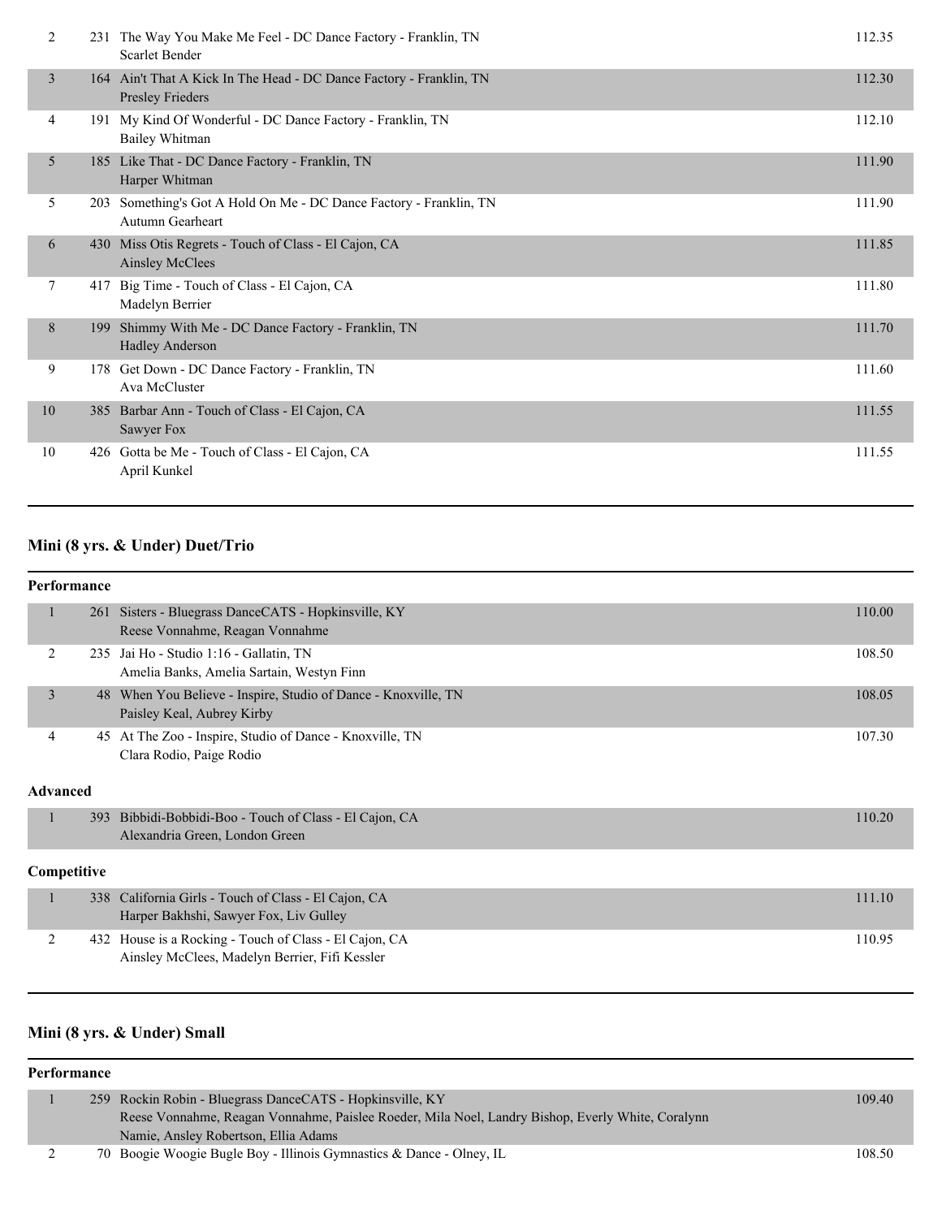| | | | |
|---|---|---|---|
| 2 | 231 | The Way You Make Me Feel - DC Dance Factory - Franklin, TN<br>Scarlet Bender | 112.35 |
| 3 | 164 | Ain't That A Kick In The Head - DC Dance Factory - Franklin, TN<br>Presley Frieders | 112.30 |
| 4 | 191 | My Kind Of Wonderful - DC Dance Factory - Franklin, TN<br>Bailey Whitman | 112.10 |
| 5 | 185 | Like That - DC Dance Factory - Franklin, TN<br>Harper Whitman | 111.90 |
| 5 | 203 | Something's Got A Hold On Me - DC Dance Factory - Franklin, TN<br>Autumn Gearheart | 111.90 |
| 6 | 430 | Miss Otis Regrets - Touch of Class - El Cajon, CA<br>Ainsley McClees | 111.85 |
| 7 | 417 | Big Time - Touch of Class - El Cajon, CA<br>Madelyn Berrier | 111.80 |
| 8 | 199 | Shimmy With Me - DC Dance Factory - Franklin, TN<br>Hadley Anderson | 111.70 |
| 9 | 178 | Get Down - DC Dance Factory - Franklin, TN<br>Ava McCluster | 111.60 |
| 10 | 385 | Barbar Ann - Touch of Class - El Cajon, CA<br>Sawyer Fox | 111.55 |
| 10 | 426 | Gotta be Me - Touch of Class - El Cajon, CA<br>April Kunkel | 111.55 |

## Mini (8 yrs. & Under) Duet/Trio

**Performance**

| | | | |
|---|---|---|---|
| 1 | 261 | Sisters - Bluegrass DanceCATS - Hopkinsville, KY<br>Reese Vonnahme, Reagan Vonnahme | 110.00 |
| 2 | 235 | Jai Ho - Studio 1:16 - Gallatin, TN<br>Amelia Banks, Amelia Sartain, Westyn Finn | 108.50 |
| 3 | 48 | When You Believe - Inspire, Studio of Dance - Knoxville, TN<br>Paisley Keal, Aubrey Kirby | 108.05 |
| 4 | 45 | At The Zoo - Inspire, Studio of Dance - Knoxville, TN<br>Clara Rodio, Paige Rodio | 107.30 |

**Advanced**

| | | | |
|---|---|---|---|
| 1 | 393 | Bibbidi-Bobbidi-Boo - Touch of Class - El Cajon, CA<br>Alexandria Green, London Green | 110.20 |

**Competitive**

| | | | |
|---|---|---|---|
| 1 | 338 | California Girls - Touch of Class - El Cajon, CA<br>Harper Bakhshi, Sawyer Fox, Liv Gulley | 111.10 |
| 2 | 432 | House is a Rocking - Touch of Class - El Cajon, CA<br>Ainsley McClees, Madelyn Berrier, Fifi Kessler | 110.95 |

## Mini (8 yrs. & Under) Small

**Performance**

| | | | |
|---|---|---|---|
| 1 | 259 | Rockin Robin - Bluegrass DanceCATS - Hopkinsville, KY<br>Reese Vonnahme, Reagan Vonnahme, Paislee Roeder, Mila Noel, Landry Bishop, Everly White, Coralynn Namie, Ansley Robertson, Ellia Adams | 109.40 |
| 2 | 70 | Boogie Woogie Bugle Boy - Illinois Gymnastics & Dance - Olney, IL | 108.50 |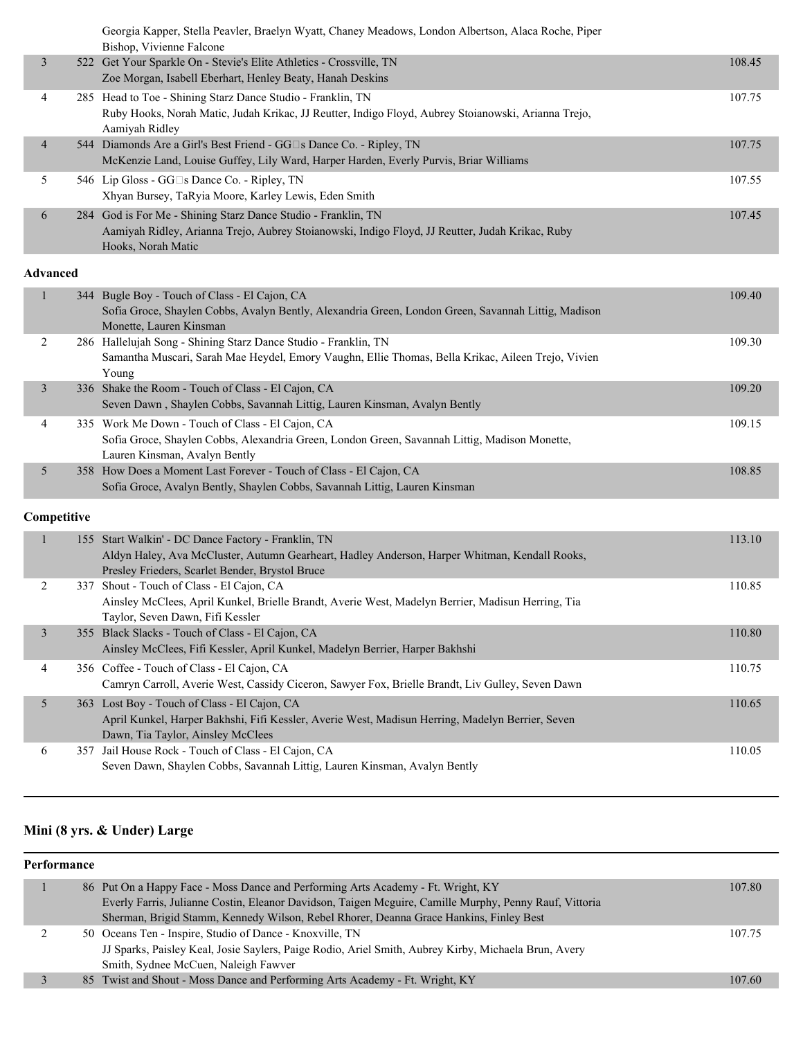| | | | |
|---|---|---|---|
| | | Georgia Kapper, Stella Peavler, Braelyn Wyatt, Chaney Meadows, London Albertson, Alaca Roche, Piper Bishop, Vivienne Falcone | |
| 3 | 522 | Get Your Sparkle On - Stevie's Elite Athletics - Crossville, TN<br>Zoe Morgan, Isabell Eberhart, Henley Beaty, Hanah Deskins | 108.45 |
| 4 | 285 | Head to Toe - Shining Starz Dance Studio - Franklin, TN<br>Ruby Hooks, Norah Matic, Judah Krikac, JJ Reutter, Indigo Floyd, Aubrey Stoianowski, Arianna Trejo, Aamiyah Ridley | 107.75 |
| 4 | 544 | Diamonds Are a Girl's Best Friend - GG□s Dance Co. - Ripley, TN<br>McKenzie Land, Louise Guffey, Lily Ward, Harper Harden, Everly Purvis, Briar Williams | 107.75 |
| 5 | 546 | Lip Gloss - GG□s Dance Co. - Ripley, TN<br>Xhyan Bursey, TaRyia Moore, Karley Lewis, Eden Smith | 107.55 |
| 6 | 284 | God is For Me - Shining Starz Dance Studio - Franklin, TN<br>Aamiyah Ridley, Arianna Trejo, Aubrey Stoianowski, Indigo Floyd, JJ Reutter, Judah Krikac, Ruby Hooks, Norah Matic | 107.45 |

**Advanced**

| | | | |
|---|---|---|---|
| 1 | 344 | Bugle Boy - Touch of Class - El Cajon, CA<br>Sofia Groce, Shaylen Cobbs, Avalyn Bently, Alexandria Green, London Green, Savannah Littig, Madison Monette, Lauren Kinsman | 109.40 |
| 2 | 286 | Hallelujah Song - Shining Starz Dance Studio - Franklin, TN<br>Samantha Muscari, Sarah Mae Heydel, Emory Vaughn, Ellie Thomas, Bella Krikac, Aileen Trejo, Vivien Young | 109.30 |
| 3 | 336 | Shake the Room - Touch of Class - El Cajon, CA<br>Seven Dawn , Shaylen Cobbs, Savannah Littig, Lauren Kinsman, Avalyn Bently | 109.20 |
| 4 | 335 | Work Me Down - Touch of Class - El Cajon, CA<br>Sofia Groce, Shaylen Cobbs, Alexandria Green, London Green, Savannah Littig, Madison Monette, Lauren Kinsman, Avalyn Bently | 109.15 |
| 5 | 358 | How Does a Moment Last Forever - Touch of Class - El Cajon, CA<br>Sofia Groce, Avalyn Bently, Shaylen Cobbs, Savannah Littig, Lauren Kinsman | 108.85 |

**Competitive**

| | | | |
|---|---|---|---|
| 1 | 155 | Start Walkin' - DC Dance Factory - Franklin, TN<br>Aldyn Haley, Ava McCluster, Autumn Gearheart, Hadley Anderson, Harper Whitman, Kendall Rooks, Presley Frieders, Scarlet Bender, Brystol Bruce | 113.10 |
| 2 | 337 | Shout - Touch of Class - El Cajon, CA<br>Ainsley McClees, April Kunkel, Brielle Brandt, Averie West, Madelyn Berrier, Madisun Herring, Tia Taylor, Seven Dawn, Fifi Kessler | 110.85 |
| 3 | 355 | Black Slacks - Touch of Class - El Cajon, CA<br>Ainsley McClees, Fifi Kessler, April Kunkel, Madelyn Berrier, Harper Bakhshi | 110.80 |
| 4 | 356 | Coffee - Touch of Class - El Cajon, CA<br>Camryn Carroll, Averie West, Cassidy Ciceron, Sawyer Fox, Brielle Brandt, Liv Gulley, Seven Dawn | 110.75 |
| 5 | 363 | Lost Boy - Touch of Class - El Cajon, CA<br>April Kunkel, Harper Bakhshi, Fifi Kessler, Averie West, Madisun Herring, Madelyn Berrier, Seven Dawn, Tia Taylor, Ainsley McClees | 110.65 |
| 6 | 357 | Jail House Rock - Touch of Class - El Cajon, CA<br>Seven Dawn, Shaylen Cobbs, Savannah Littig, Lauren Kinsman, Avalyn Bently | 110.05 |

## Mini (8 yrs. & Under) Large

**Performance**

| | | | |
|---|---|---|---|
| 1 | 86 | Put On a Happy Face - Moss Dance and Performing Arts Academy - Ft. Wright, KY<br>Everly Farris, Julianne Costin, Eleanor Davidson, Taigen Mcguire, Camille Murphy, Penny Rauf, Vittoria Sherman, Brigid Stamm, Kennedy Wilson, Rebel Rhorer, Deanna Grace Hankins, Finley Best | 107.80 |
| 2 | 50 | Oceans Ten - Inspire, Studio of Dance - Knoxville, TN<br>JJ Sparks, Paisley Keal, Josie Saylers, Paige Rodio, Ariel Smith, Aubrey Kirby, Michaela Brun, Avery Smith, Sydnee McCuen, Naleigh Fawver | 107.75 |
| 3 | 85 | Twist and Shout - Moss Dance and Performing Arts Academy - Ft. Wright, KY | 107.60 |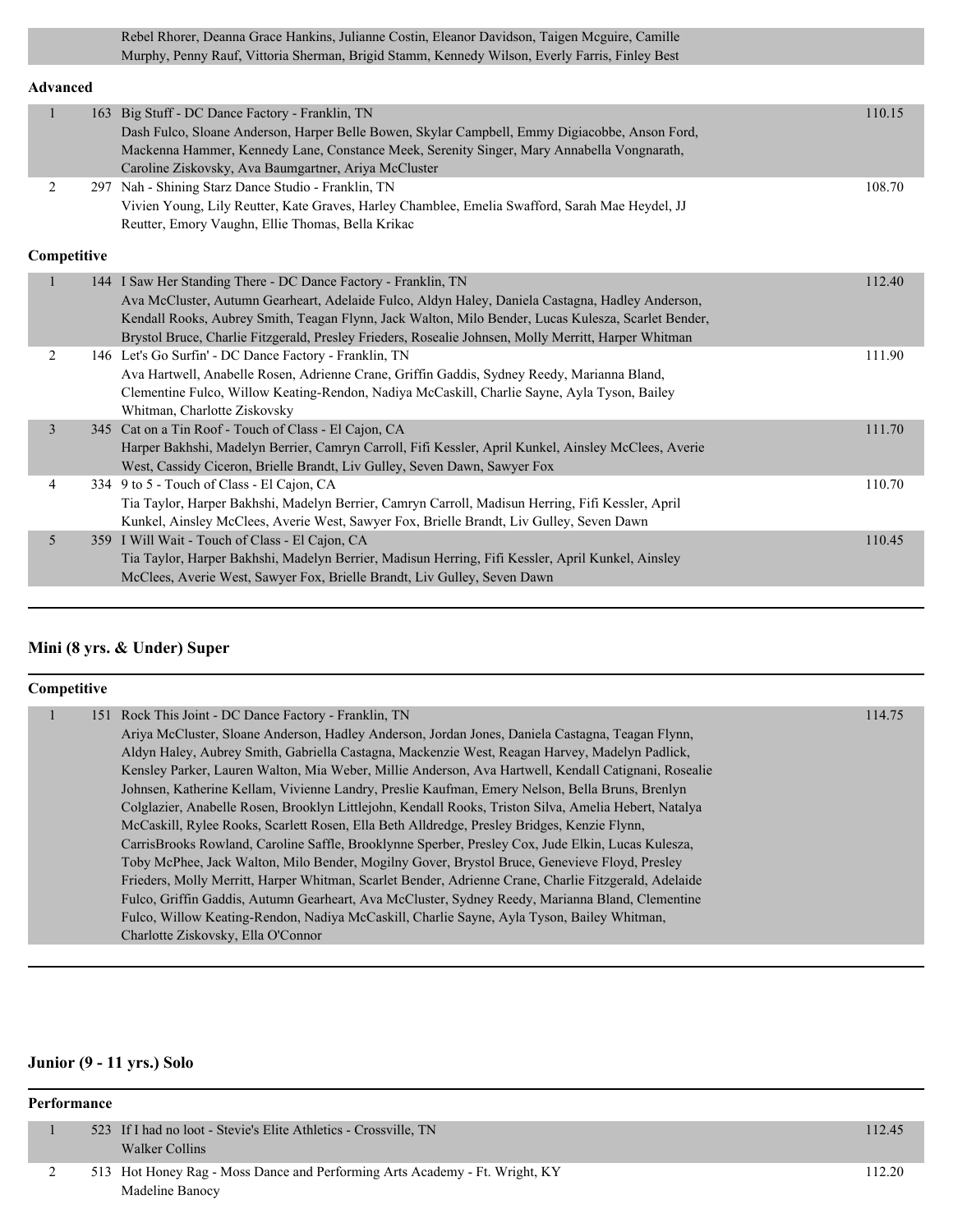| | | | |
|---|---|---|---|
| | | Rebel Rhorer, Deanna Grace Hankins, Julianne Costin, Eleanor Davidson, Taigen Mcguire, Camille Murphy, Penny Rauf, Vittoria Sherman, Brigid Stamm, Kennedy Wilson, Everly Farris, Finley Best | |

**Advanced**

| | | | |
|---|---|---|---|
| 1 | 163 | Big Stuff - DC Dance Factory - Franklin, TN<br>Dash Fulco, Sloane Anderson, Harper Belle Bowen, Skylar Campbell, Emmy Digiacobbe, Anson Ford, Mackenna Hammer, Kennedy Lane, Constance Meek, Serenity Singer, Mary Annabella Vongnarath, Caroline Ziskovsky, Ava Baumgartner, Ariya McCluster | 110.15 |
| 2 | 297 | Nah - Shining Starz Dance Studio - Franklin, TN<br>Vivien Young, Lily Reutter, Kate Graves, Harley Chamblee, Emelia Swafford, Sarah Mae Heydel, JJ Reutter, Emory Vaughn, Ellie Thomas, Bella Krikac | 108.70 |

**Competitive**

| | | | |
|---|---|---|---|
| 1 | 144 | I Saw Her Standing There - DC Dance Factory - Franklin, TN<br>Ava McCluster, Autumn Gearheart, Adelaide Fulco, Aldyn Haley, Daniela Castagna, Hadley Anderson, Kendall Rooks, Aubrey Smith, Teagan Flynn, Jack Walton, Milo Bender, Lucas Kulesza, Scarlet Bender, Brystol Bruce, Charlie Fitzgerald, Presley Frieders, Rosealie Johnsen, Molly Merritt, Harper Whitman | 112.40 |
| 2 | 146 | Let's Go Surfin' - DC Dance Factory - Franklin, TN<br>Ava Hartwell, Anabelle Rosen, Adrienne Crane, Griffin Gaddis, Sydney Reedy, Marianna Bland, Clementine Fulco, Willow Keating-Rendon, Nadiya McCaskill, Charlie Sayne, Ayla Tyson, Bailey Whitman, Charlotte Ziskovsky | 111.90 |
| 3 | 345 | Cat on a Tin Roof - Touch of Class - El Cajon, CA<br>Harper Bakhshi, Madelyn Berrier, Camryn Carroll, Fifi Kessler, April Kunkel, Ainsley McClees, Averie West, Cassidy Ciceron, Brielle Brandt, Liv Gulley, Seven Dawn, Sawyer Fox | 111.70 |
| 4 | 334 | 9 to 5 - Touch of Class - El Cajon, CA<br>Tia Taylor, Harper Bakhshi, Madelyn Berrier, Camryn Carroll, Madisun Herring, Fifi Kessler, April Kunkel, Ainsley McClees, Averie West, Sawyer Fox, Brielle Brandt, Liv Gulley, Seven Dawn | 110.70 |
| 5 | 359 | I Will Wait - Touch of Class - El Cajon, CA<br>Tia Taylor, Harper Bakhshi, Madelyn Berrier, Madisun Herring, Fifi Kessler, April Kunkel, Ainsley McClees, Averie West, Sawyer Fox, Brielle Brandt, Liv Gulley, Seven Dawn | 110.45 |

## Mini (8 yrs. & Under) Super

**Competitive**

| | | | |
|---|---|---|---|
| 1 | 151 | Rock This Joint - DC Dance Factory - Franklin, TN<br>Ariya McCluster, Sloane Anderson, Hadley Anderson, Jordan Jones, Daniela Castagna, Teagan Flynn, Aldyn Haley, Aubrey Smith, Gabriella Castagna, Mackenzie West, Reagan Harvey, Madelyn Padlick, Kensley Parker, Lauren Walton, Mia Weber, Millie Anderson, Ava Hartwell, Kendall Catignani, Rosealie Johnsen, Katherine Kellam, Vivienne Landry, Preslie Kaufman, Emery Nelson, Bella Bruns, Brenlyn Colglazier, Anabelle Rosen, Brooklyn Littlejohn, Kendall Rooks, Triston Silva, Amelia Hebert, Natalya McCaskill, Rylee Rooks, Scarlett Rosen, Ella Beth Alldredge, Presley Bridges, Kenzie Flynn, CarrisBrooks Rowland, Caroline Saffle, Brooklynne Sperber, Presley Cox, Jude Elkin, Lucas Kulesza, Toby McPhee, Jack Walton, Milo Bender, Mogilny Gover, Brystol Bruce, Genevieve Floyd, Presley Frieders, Molly Merritt, Harper Whitman, Scarlet Bender, Adrienne Crane, Charlie Fitzgerald, Adelaide Fulco, Griffin Gaddis, Autumn Gearheart, Ava McCluster, Sydney Reedy, Marianna Bland, Clementine Fulco, Willow Keating-Rendon, Nadiya McCaskill, Charlie Sayne, Ayla Tyson, Bailey Whitman, Charlotte Ziskovsky, Ella O'Connor | 114.75 |

## Junior (9 - 11 yrs.) Solo

**Performance**

| | | | |
|---|---|---|---|
| 1 | 523 | If I had no loot - Stevie's Elite Athletics - Crossville, TN<br>Walker Collins | 112.45 |
| 2 | 513 | Hot Honey Rag - Moss Dance and Performing Arts Academy - Ft. Wright, KY<br>Madeline Banocy | 112.20 |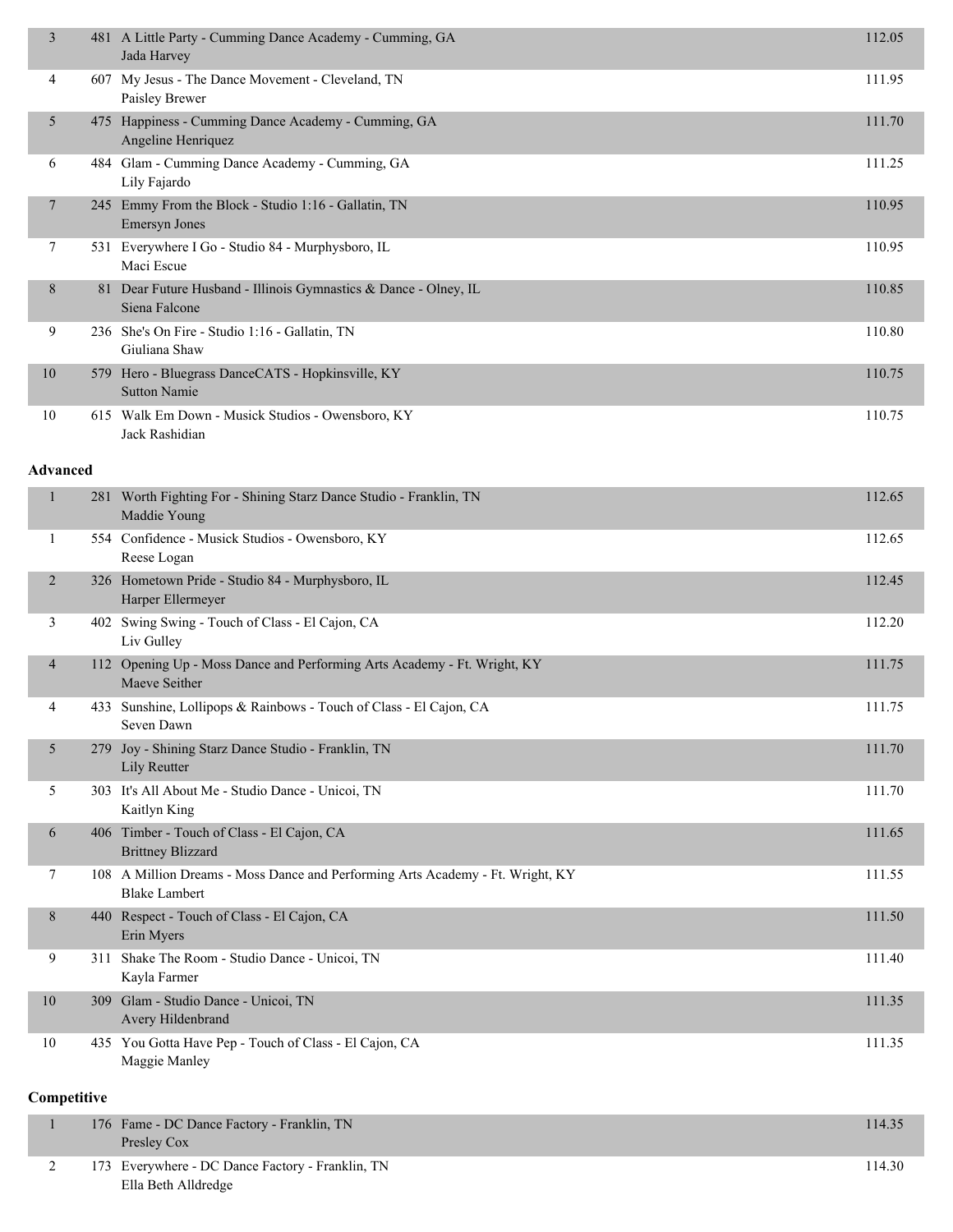| Place | No. | Routine / Studio / Dancer | Score |
|---|---|---|---|
| 3 | 481 | A Little Party - Cumming Dance Academy - Cumming, GA<br>Jada Harvey | 112.05 |
| 4 | 607 | My Jesus - The Dance Movement - Cleveland, TN<br>Paisley Brewer | 111.95 |
| 5 | 475 | Happiness - Cumming Dance Academy - Cumming, GA<br>Angeline Henriquez | 111.70 |
| 6 | 484 | Glam - Cumming Dance Academy - Cumming, GA<br>Lily Fajardo | 111.25 |
| 7 | 245 | Emmy From the Block - Studio 1:16 - Gallatin, TN<br>Emersyn Jones | 110.95 |
| 7 | 531 | Everywhere I Go - Studio 84 - Murphysboro, IL<br>Maci Escue | 110.95 |
| 8 | 81 | Dear Future Husband - Illinois Gymnastics & Dance - Olney, IL<br>Siena Falcone | 110.85 |
| 9 | 236 | She's On Fire - Studio 1:16 - Gallatin, TN<br>Giuliana Shaw | 110.80 |
| 10 | 579 | Hero - Bluegrass DanceCATS - Hopkinsville, KY<br>Sutton Namie | 110.75 |
| 10 | 615 | Walk Em Down - Musick Studios - Owensboro, KY<br>Jack Rashidian | 110.75 |

**Advanced**

| Place | No. | Routine / Studio / Dancer | Score |
|---|---|---|---|
| 1 | 281 | Worth Fighting For - Shining Starz Dance Studio - Franklin, TN<br>Maddie Young | 112.65 |
| 1 | 554 | Confidence - Musick Studios - Owensboro, KY<br>Reese Logan | 112.65 |
| 2 | 326 | Hometown Pride - Studio 84 - Murphysboro, IL<br>Harper Ellermeyer | 112.45 |
| 3 | 402 | Swing Swing - Touch of Class - El Cajon, CA<br>Liv Gulley | 112.20 |
| 4 | 112 | Opening Up - Moss Dance and Performing Arts Academy - Ft. Wright, KY<br>Maeve Seither | 111.75 |
| 4 | 433 | Sunshine, Lollipops & Rainbows - Touch of Class - El Cajon, CA<br>Seven Dawn | 111.75 |
| 5 | 279 | Joy - Shining Starz Dance Studio - Franklin, TN<br>Lily Reutter | 111.70 |
| 5 | 303 | It's All About Me - Studio Dance - Unicoi, TN<br>Kaitlyn King | 111.70 |
| 6 | 406 | Timber - Touch of Class - El Cajon, CA<br>Brittney Blizzard | 111.65 |
| 7 | 108 | A Million Dreams - Moss Dance and Performing Arts Academy - Ft. Wright, KY<br>Blake Lambert | 111.55 |
| 8 | 440 | Respect - Touch of Class - El Cajon, CA<br>Erin Myers | 111.50 |
| 9 | 311 | Shake The Room - Studio Dance - Unicoi, TN<br>Kayla Farmer | 111.40 |
| 10 | 309 | Glam - Studio Dance - Unicoi, TN<br>Avery Hildenbrand | 111.35 |
| 10 | 435 | You Gotta Have Pep - Touch of Class - El Cajon, CA<br>Maggie Manley | 111.35 |

**Competitive**

| Place | No. | Routine / Studio / Dancer | Score |
|---|---|---|---|
| 1 | 176 | Fame - DC Dance Factory - Franklin, TN<br>Presley Cox | 114.35 |
| 2 | 173 | Everywhere - DC Dance Factory - Franklin, TN<br>Ella Beth Alldredge | 114.30 |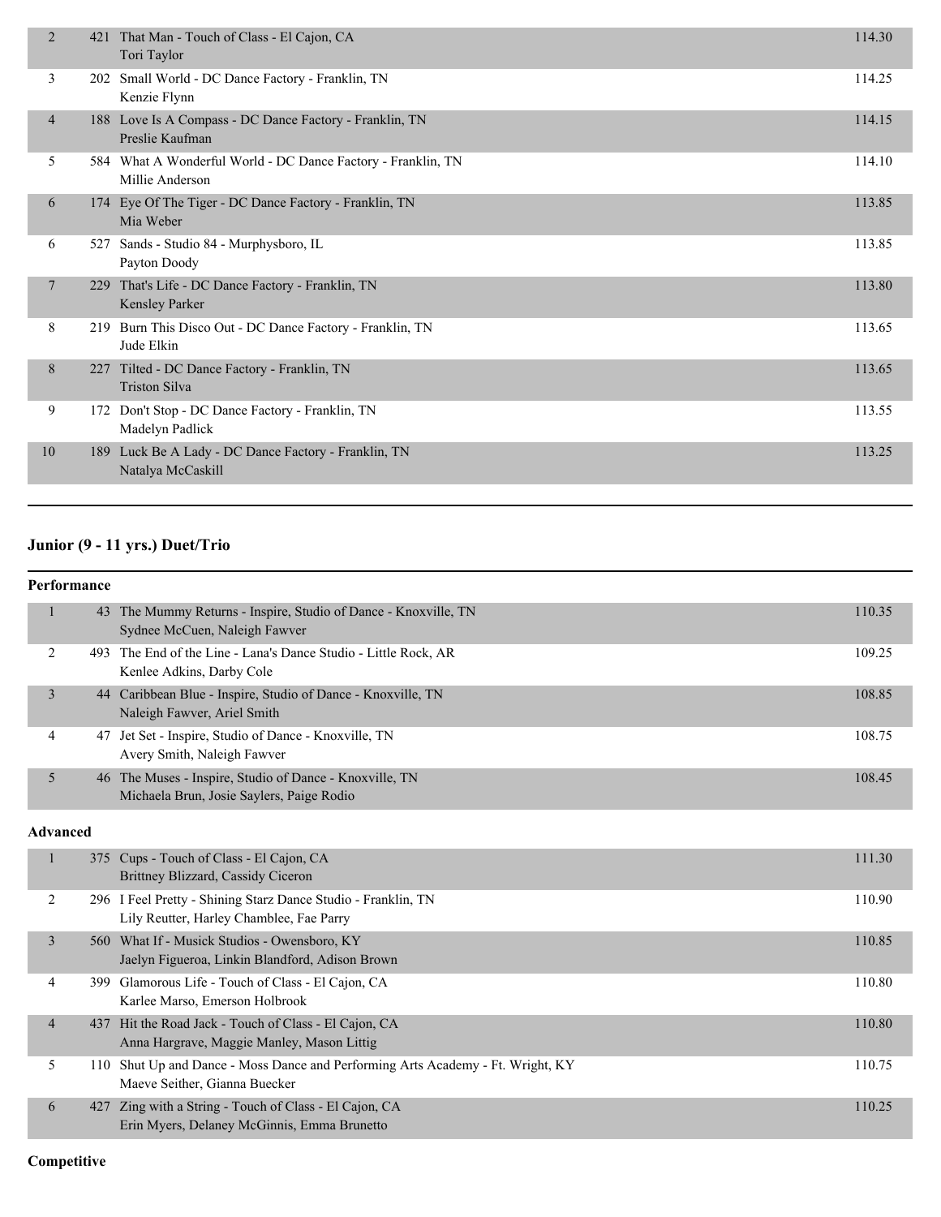| Place | No. | Routine / Studio / Dancers | Score |
|---|---|---|---|
| 2 | 421 | That Man - Touch of Class - El Cajon, CA<br>Tori Taylor | 114.30 |
| 3 | 202 | Small World - DC Dance Factory - Franklin, TN<br>Kenzie Flynn | 114.25 |
| 4 | 188 | Love Is A Compass - DC Dance Factory - Franklin, TN<br>Preslie Kaufman | 114.15 |
| 5 | 584 | What A Wonderful World - DC Dance Factory - Franklin, TN<br>Millie Anderson | 114.10 |
| 6 | 174 | Eye Of The Tiger - DC Dance Factory - Franklin, TN<br>Mia Weber | 113.85 |
| 6 | 527 | Sands - Studio 84 - Murphysboro, IL<br>Payton Doody | 113.85 |
| 7 | 229 | That's Life - DC Dance Factory - Franklin, TN<br>Kensley Parker | 113.80 |
| 8 | 219 | Burn This Disco Out - DC Dance Factory - Franklin, TN<br>Jude Elkin | 113.65 |
| 8 | 227 | Tilted - DC Dance Factory - Franklin, TN<br>Triston Silva | 113.65 |
| 9 | 172 | Don't Stop - DC Dance Factory - Franklin, TN<br>Madelyn Padlick | 113.55 |
| 10 | 189 | Luck Be A Lady - DC Dance Factory - Franklin, TN<br>Natalya McCaskill | 113.25 |

## Junior (9 - 11 yrs.) Duet/Trio

### Performance

| Place | No. | Routine / Studio / Dancers | Score |
|---|---|---|---|
| 1 | 43 | The Mummy Returns - Inspire, Studio of Dance - Knoxville, TN<br>Sydnee McCuen, Naleigh Fawver | 110.35 |
| 2 | 493 | The End of the Line - Lana's Dance Studio - Little Rock, AR<br>Kenlee Adkins, Darby Cole | 109.25 |
| 3 | 44 | Caribbean Blue - Inspire, Studio of Dance - Knoxville, TN<br>Naleigh Fawver, Ariel Smith | 108.85 |
| 4 | 47 | Jet Set - Inspire, Studio of Dance - Knoxville, TN<br>Avery Smith, Naleigh Fawver | 108.75 |
| 5 | 46 | The Muses - Inspire, Studio of Dance - Knoxville, TN<br>Michaela Brun, Josie Saylers, Paige Rodio | 108.45 |

### Advanced

| Place | No. | Routine / Studio / Dancers | Score |
|---|---|---|---|
| 1 | 375 | Cups - Touch of Class - El Cajon, CA<br>Brittney Blizzard, Cassidy Ciceron | 111.30 |
| 2 | 296 | I Feel Pretty - Shining Starz Dance Studio - Franklin, TN<br>Lily Reutter, Harley Chamblee, Fae Parry | 110.90 |
| 3 | 560 | What If - Musick Studios - Owensboro, KY<br>Jaelyn Figueroa, Linkin Blandford, Adison Brown | 110.85 |
| 4 | 399 | Glamorous Life - Touch of Class - El Cajon, CA<br>Karlee Marso, Emerson Holbrook | 110.80 |
| 4 | 437 | Hit the Road Jack - Touch of Class - El Cajon, CA<br>Anna Hargrave, Maggie Manley, Mason Littig | 110.80 |
| 5 | 110 | Shut Up and Dance - Moss Dance and Performing Arts Academy - Ft. Wright, KY<br>Maeve Seither, Gianna Buecker | 110.75 |
| 6 | 427 | Zing with a String - Touch of Class - El Cajon, CA<br>Erin Myers, Delaney McGinnis, Emma Brunetto | 110.25 |

### Competitive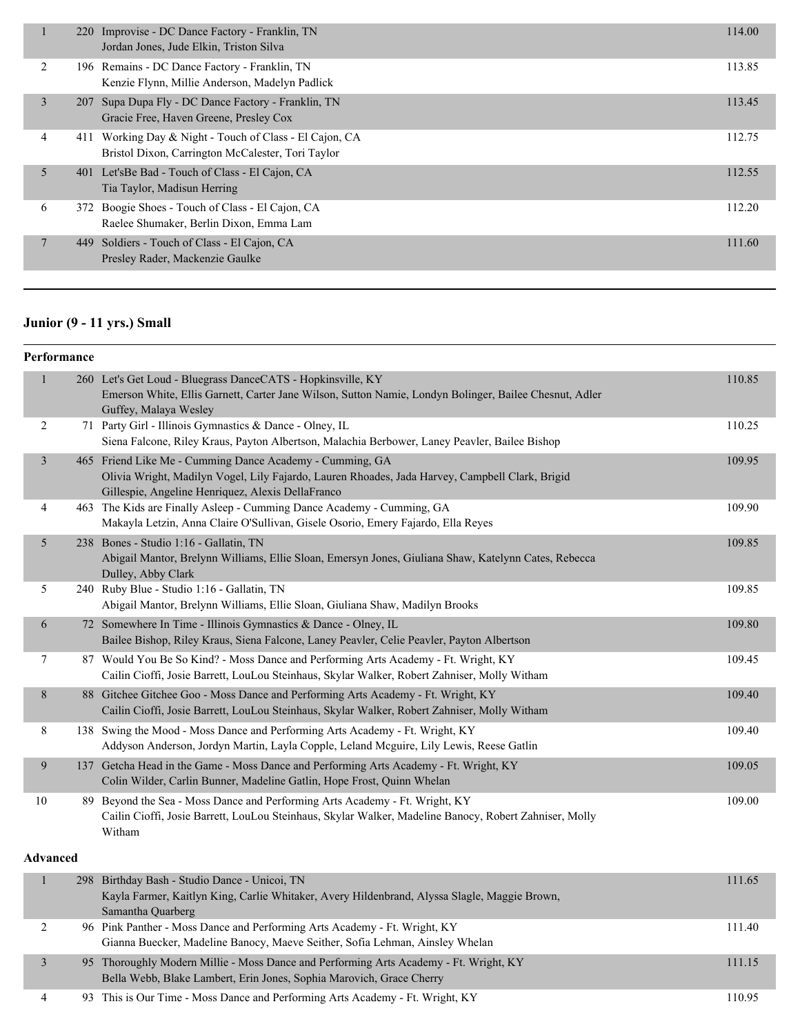| Place | No. | Entry | Score |
|---|---|---|---|
| 1 | 220 | Improvise - DC Dance Factory - Franklin, TN<br>Jordan Jones, Jude Elkin, Triston Silva | 114.00 |
| 2 | 196 | Remains - DC Dance Factory - Franklin, TN<br>Kenzie Flynn, Millie Anderson, Madelyn Padlick | 113.85 |
| 3 | 207 | Supa Dupa Fly - DC Dance Factory - Franklin, TN<br>Gracie Free, Haven Greene, Presley Cox | 113.45 |
| 4 | 411 | Working Day & Night - Touch of Class - El Cajon, CA<br>Bristol Dixon, Carrington McCalester, Tori Taylor | 112.75 |
| 5 | 401 | Let'sBe Bad - Touch of Class - El Cajon, CA<br>Tia Taylor, Madisun Herring | 112.55 |
| 6 | 372 | Boogie Shoes - Touch of Class - El Cajon, CA<br>Raelee Shumaker, Berlin Dixon, Emma Lam | 112.20 |
| 7 | 449 | Soldiers - Touch of Class - El Cajon, CA<br>Presley Rader, Mackenzie Gaulke | 111.60 |

## Junior (9 - 11 yrs.) Small

### Performance

| Place | No. | Entry | Score |
|---|---|---|---|
| 1 | 260 | Let's Get Loud - Bluegrass DanceCATS - Hopkinsville, KY<br>Emerson White, Ellis Garnett, Carter Jane Wilson, Sutton Namie, Londyn Bolinger, Bailee Chesnut, Adler Guffey, Malaya Wesley | 110.85 |
| 2 | 71 | Party Girl - Illinois Gymnastics & Dance - Olney, IL<br>Siena Falcone, Riley Kraus, Payton Albertson, Malachia Berbower, Laney Peavler, Bailee Bishop | 110.25 |
| 3 | 465 | Friend Like Me - Cumming Dance Academy - Cumming, GA<br>Olivia Wright, Madilyn Vogel, Lily Fajardo, Lauren Rhoades, Jada Harvey, Campbell Clark, Brigid Gillespie, Angeline Henriquez, Alexis DellaFranco | 109.95 |
| 4 | 463 | The Kids are Finally Asleep - Cumming Dance Academy - Cumming, GA<br>Makayla Letzin, Anna Claire O'Sullivan, Gisele Osorio, Emery Fajardo, Ella Reyes | 109.90 |
| 5 | 238 | Bones - Studio 1:16 - Gallatin, TN<br>Abigail Mantor, Brelynn Williams, Ellie Sloan, Emersyn Jones, Giuliana Shaw, Katelynn Cates, Rebecca Dulley, Abby Clark | 109.85 |
| 5 | 240 | Ruby Blue - Studio 1:16 - Gallatin, TN<br>Abigail Mantor, Brelynn Williams, Ellie Sloan, Giuliana Shaw, Madilyn Brooks | 109.85 |
| 6 | 72 | Somewhere In Time - Illinois Gymnastics & Dance - Olney, IL<br>Bailee Bishop, Riley Kraus, Siena Falcone, Laney Peavler, Celie Peavler, Payton Albertson | 109.80 |
| 7 | 87 | Would You Be So Kind? - Moss Dance and Performing Arts Academy - Ft. Wright, KY<br>Cailin Cioffi, Josie Barrett, LouLou Steinhaus, Skylar Walker, Robert Zahniser, Molly Witham | 109.45 |
| 8 | 88 | Gitchee Gitchee Goo - Moss Dance and Performing Arts Academy - Ft. Wright, KY<br>Cailin Cioffi, Josie Barrett, LouLou Steinhaus, Skylar Walker, Robert Zahniser, Molly Witham | 109.40 |
| 8 | 138 | Swing the Mood - Moss Dance and Performing Arts Academy - Ft. Wright, KY<br>Addyson Anderson, Jordyn Martin, Layla Copple, Leland Mcguire, Lily Lewis, Reese Gatlin | 109.40 |
| 9 | 137 | Getcha Head in the Game - Moss Dance and Performing Arts Academy - Ft. Wright, KY<br>Colin Wilder, Carlin Bunner, Madeline Gatlin, Hope Frost, Quinn Whelan | 109.05 |
| 10 | 89 | Beyond the Sea - Moss Dance and Performing Arts Academy - Ft. Wright, KY<br>Cailin Cioffi, Josie Barrett, LouLou Steinhaus, Skylar Walker, Madeline Banocy, Robert Zahniser, Molly Witham | 109.00 |

### Advanced

| Place | No. | Entry | Score |
|---|---|---|---|
| 1 | 298 | Birthday Bash - Studio Dance - Unicoi, TN<br>Kayla Farmer, Kaitlyn King, Carlie Whitaker, Avery Hildenbrand, Alyssa Slagle, Maggie Brown, Samantha Quarberg | 111.65 |
| 2 | 96 | Pink Panther - Moss Dance and Performing Arts Academy - Ft. Wright, KY<br>Gianna Buecker, Madeline Banocy, Maeve Seither, Sofia Lehman, Ainsley Whelan | 111.40 |
| 3 | 95 | Thoroughly Modern Millie - Moss Dance and Performing Arts Academy - Ft. Wright, KY<br>Bella Webb, Blake Lambert, Erin Jones, Sophia Marovich, Grace Cherry | 111.15 |
| 4 | 93 | This is Our Time - Moss Dance and Performing Arts Academy - Ft. Wright, KY | 110.95 |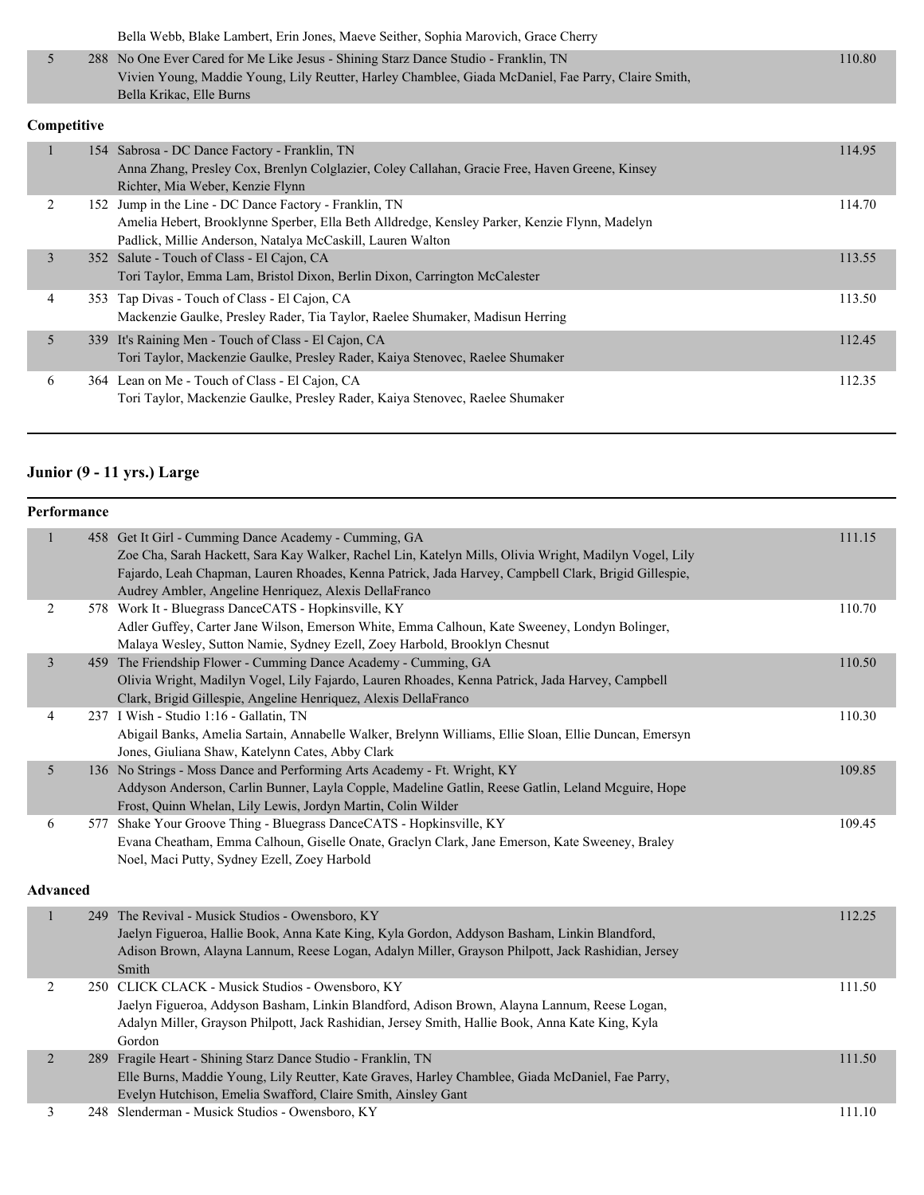Bella Webb, Blake Lambert, Erin Jones, Maeve Seither, Sophia Marovich, Grace Cherry

| | | | |
|---|---|---|---|
| 5 | 288 | No One Ever Cared for Me Like Jesus - Shining Starz Dance Studio - Franklin, TN<br>Vivien Young, Maddie Young, Lily Reutter, Harley Chamblee, Giada McDaniel, Fae Parry, Claire Smith, Bella Krikac, Elle Burns | 110.80 |

**Competitive**

| | | | |
|---|---|---|---|
| 1 | 154 | Sabrosa - DC Dance Factory - Franklin, TN<br>Anna Zhang, Presley Cox, Brenlyn Colglazier, Coley Callahan, Gracie Free, Haven Greene, Kinsey Richter, Mia Weber, Kenzie Flynn | 114.95 |
| 2 | 152 | Jump in the Line - DC Dance Factory - Franklin, TN<br>Amelia Hebert, Brooklynne Sperber, Ella Beth Alldredge, Kensley Parker, Kenzie Flynn, Madelyn Padlick, Millie Anderson, Natalya McCaskill, Lauren Walton | 114.70 |
| 3 | 352 | Salute - Touch of Class - El Cajon, CA<br>Tori Taylor, Emma Lam, Bristol Dixon, Berlin Dixon, Carrington McCalester | 113.55 |
| 4 | 353 | Tap Divas - Touch of Class - El Cajon, CA<br>Mackenzie Gaulke, Presley Rader, Tia Taylor, Raelee Shumaker, Madisun Herring | 113.50 |
| 5 | 339 | It's Raining Men - Touch of Class - El Cajon, CA<br>Tori Taylor, Mackenzie Gaulke, Presley Rader, Kaiya Stenovec, Raelee Shumaker | 112.45 |
| 6 | 364 | Lean on Me - Touch of Class - El Cajon, CA<br>Tori Taylor, Mackenzie Gaulke, Presley Rader, Kaiya Stenovec, Raelee Shumaker | 112.35 |

## Junior (9 - 11 yrs.) Large

**Performance**

| | | | |
|---|---|---|---|
| 1 | 458 | Get It Girl - Cumming Dance Academy - Cumming, GA<br>Zoe Cha, Sarah Hackett, Sara Kay Walker, Rachel Lin, Katelyn Mills, Olivia Wright, Madilyn Vogel, Lily Fajardo, Leah Chapman, Lauren Rhoades, Kenna Patrick, Jada Harvey, Campbell Clark, Brigid Gillespie, Audrey Ambler, Angeline Henriquez, Alexis DellaFranco | 111.15 |
| 2 | 578 | Work It - Bluegrass DanceCATS - Hopkinsville, KY<br>Adler Guffey, Carter Jane Wilson, Emerson White, Emma Calhoun, Kate Sweeney, Londyn Bolinger, Malaya Wesley, Sutton Namie, Sydney Ezell, Zoey Harbold, Brooklyn Chesnut | 110.70 |
| 3 | 459 | The Friendship Flower - Cumming Dance Academy - Cumming, GA<br>Olivia Wright, Madilyn Vogel, Lily Fajardo, Lauren Rhoades, Kenna Patrick, Jada Harvey, Campbell Clark, Brigid Gillespie, Angeline Henriquez, Alexis DellaFranco | 110.50 |
| 4 | 237 | I Wish - Studio 1:16 - Gallatin, TN<br>Abigail Banks, Amelia Sartain, Annabelle Walker, Brelynn Williams, Ellie Sloan, Ellie Duncan, Emersyn Jones, Giuliana Shaw, Katelynn Cates, Abby Clark | 110.30 |
| 5 | 136 | No Strings - Moss Dance and Performing Arts Academy - Ft. Wright, KY<br>Addyson Anderson, Carlin Bunner, Layla Copple, Madeline Gatlin, Reese Gatlin, Leland Mcguire, Hope Frost, Quinn Whelan, Lily Lewis, Jordyn Martin, Colin Wilder | 109.85 |
| 6 | 577 | Shake Your Groove Thing - Bluegrass DanceCATS - Hopkinsville, KY<br>Evana Cheatham, Emma Calhoun, Giselle Onate, Graclyn Clark, Jane Emerson, Kate Sweeney, Braley Noel, Maci Putty, Sydney Ezell, Zoey Harbold | 109.45 |

**Advanced**

| | | | |
|---|---|---|---|
| 1 | 249 | The Revival - Musick Studios - Owensboro, KY<br>Jaelyn Figueroa, Hallie Book, Anna Kate King, Kyla Gordon, Addyson Basham, Linkin Blandford, Adison Brown, Alayna Lannum, Reese Logan, Adalyn Miller, Grayson Philpott, Jack Rashidian, Jersey Smith | 112.25 |
| 2 | 250 | CLICK CLACK - Musick Studios - Owensboro, KY<br>Jaelyn Figueroa, Addyson Basham, Linkin Blandford, Adison Brown, Alayna Lannum, Reese Logan, Adalyn Miller, Grayson Philpott, Jack Rashidian, Jersey Smith, Hallie Book, Anna Kate King, Kyla Gordon | 111.50 |
| 2 | 289 | Fragile Heart - Shining Starz Dance Studio - Franklin, TN<br>Elle Burns, Maddie Young, Lily Reutter, Kate Graves, Harley Chamblee, Giada McDaniel, Fae Parry, Evelyn Hutchison, Emelia Swafford, Claire Smith, Ainsley Gant | 111.50 |
| 3 | 248 | Slenderman - Musick Studios - Owensboro, KY | 111.10 |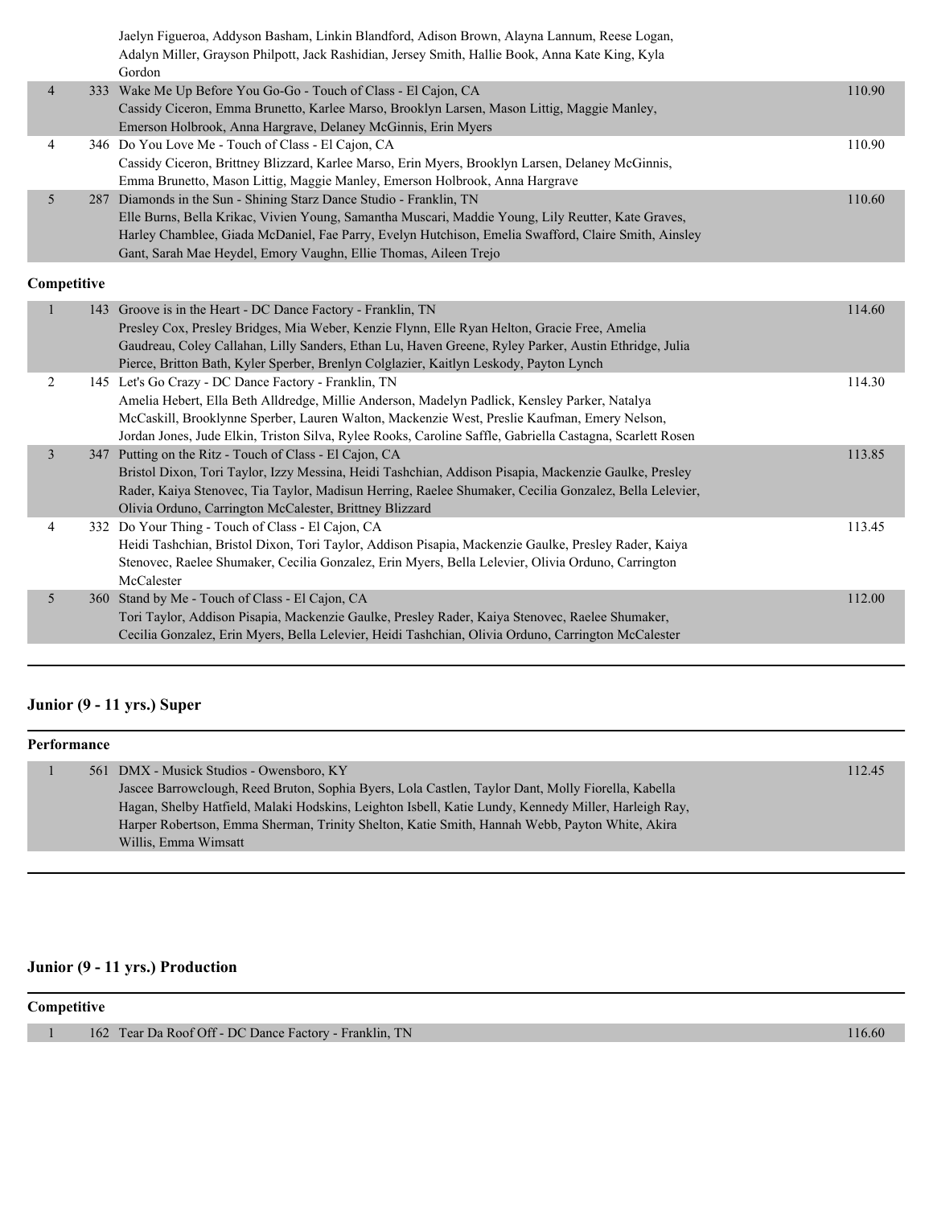| | | | |
|---|---|---|---|
| | | Jaelyn Figueroa, Addyson Basham, Linkin Blandford, Adison Brown, Alayna Lannum, Reese Logan, Adalyn Miller, Grayson Philpott, Jack Rashidian, Jersey Smith, Hallie Book, Anna Kate King, Kyla Gordon | |
| 4 | 333 | Wake Me Up Before You Go-Go - Touch of Class - El Cajon, CA<br>Cassidy Ciceron, Emma Brunetto, Karlee Marso, Brooklyn Larsen, Mason Littig, Maggie Manley, Emerson Holbrook, Anna Hargrave, Delaney McGinnis, Erin Myers | 110.90 |
| 4 | 346 | Do You Love Me - Touch of Class - El Cajon, CA<br>Cassidy Ciceron, Brittney Blizzard, Karlee Marso, Erin Myers, Brooklyn Larsen, Delaney McGinnis, Emma Brunetto, Mason Littig, Maggie Manley, Emerson Holbrook, Anna Hargrave | 110.90 |
| 5 | 287 | Diamonds in the Sun - Shining Starz Dance Studio - Franklin, TN<br>Elle Burns, Bella Krikac, Vivien Young, Samantha Muscari, Maddie Young, Lily Reutter, Kate Graves, Harley Chamblee, Giada McDaniel, Fae Parry, Evelyn Hutchison, Emelia Swafford, Claire Smith, Ainsley Gant, Sarah Mae Heydel, Emory Vaughn, Ellie Thomas, Aileen Trejo | 110.60 |

**Competitive**

| | | | |
|---|---|---|---|
| 1 | 143 | Groove is in the Heart - DC Dance Factory - Franklin, TN<br>Presley Cox, Presley Bridges, Mia Weber, Kenzie Flynn, Elle Ryan Helton, Gracie Free, Amelia Gaudreau, Coley Callahan, Lilly Sanders, Ethan Lu, Haven Greene, Ryley Parker, Austin Ethridge, Julia Pierce, Britton Bath, Kyler Sperber, Brenlyn Colglazier, Kaitlyn Leskody, Payton Lynch | 114.60 |
| 2 | 145 | Let's Go Crazy - DC Dance Factory - Franklin, TN<br>Amelia Hebert, Ella Beth Alldredge, Millie Anderson, Madelyn Padlick, Kensley Parker, Natalya McCaskill, Brooklynne Sperber, Lauren Walton, Mackenzie West, Preslie Kaufman, Emery Nelson, Jordan Jones, Jude Elkin, Triston Silva, Rylee Rooks, Caroline Saffle, Gabriella Castagna, Scarlett Rosen | 114.30 |
| 3 | 347 | Putting on the Ritz - Touch of Class - El Cajon, CA<br>Bristol Dixon, Tori Taylor, Izzy Messina, Heidi Tashchian, Addison Pisapia, Mackenzie Gaulke, Presley Rader, Kaiya Stenovec, Tia Taylor, Madisun Herring, Raelee Shumaker, Cecilia Gonzalez, Bella Lelevier, Olivia Orduno, Carrington McCalester, Brittney Blizzard | 113.85 |
| 4 | 332 | Do Your Thing - Touch of Class - El Cajon, CA<br>Heidi Tashchian, Bristol Dixon, Tori Taylor, Addison Pisapia, Mackenzie Gaulke, Presley Rader, Kaiya Stenovec, Raelee Shumaker, Cecilia Gonzalez, Erin Myers, Bella Lelevier, Olivia Orduno, Carrington McCalester | 113.45 |
| 5 | 360 | Stand by Me - Touch of Class - El Cajon, CA<br>Tori Taylor, Addison Pisapia, Mackenzie Gaulke, Presley Rader, Kaiya Stenovec, Raelee Shumaker, Cecilia Gonzalez, Erin Myers, Bella Lelevier, Heidi Tashchian, Olivia Orduno, Carrington McCalester | 112.00 |

## Junior (9 - 11 yrs.) Super

**Performance**

| | | | |
|---|---|---|---|
| 1 | 561 | DMX - Musick Studios - Owensboro, KY<br>Jascee Barrowclough, Reed Bruton, Sophia Byers, Lola Castlen, Taylor Dant, Molly Fiorella, Kabella Hagan, Shelby Hatfield, Malaki Hodskins, Leighton Isbell, Katie Lundy, Kennedy Miller, Harleigh Ray, Harper Robertson, Emma Sherman, Trinity Shelton, Katie Smith, Hannah Webb, Payton White, Akira Willis, Emma Wimsatt | 112.45 |

## Junior (9 - 11 yrs.) Production

**Competitive**

| | | | |
|---|---|---|---|
| 1 | 162 | Tear Da Roof Off - DC Dance Factory - Franklin, TN | 116.60 |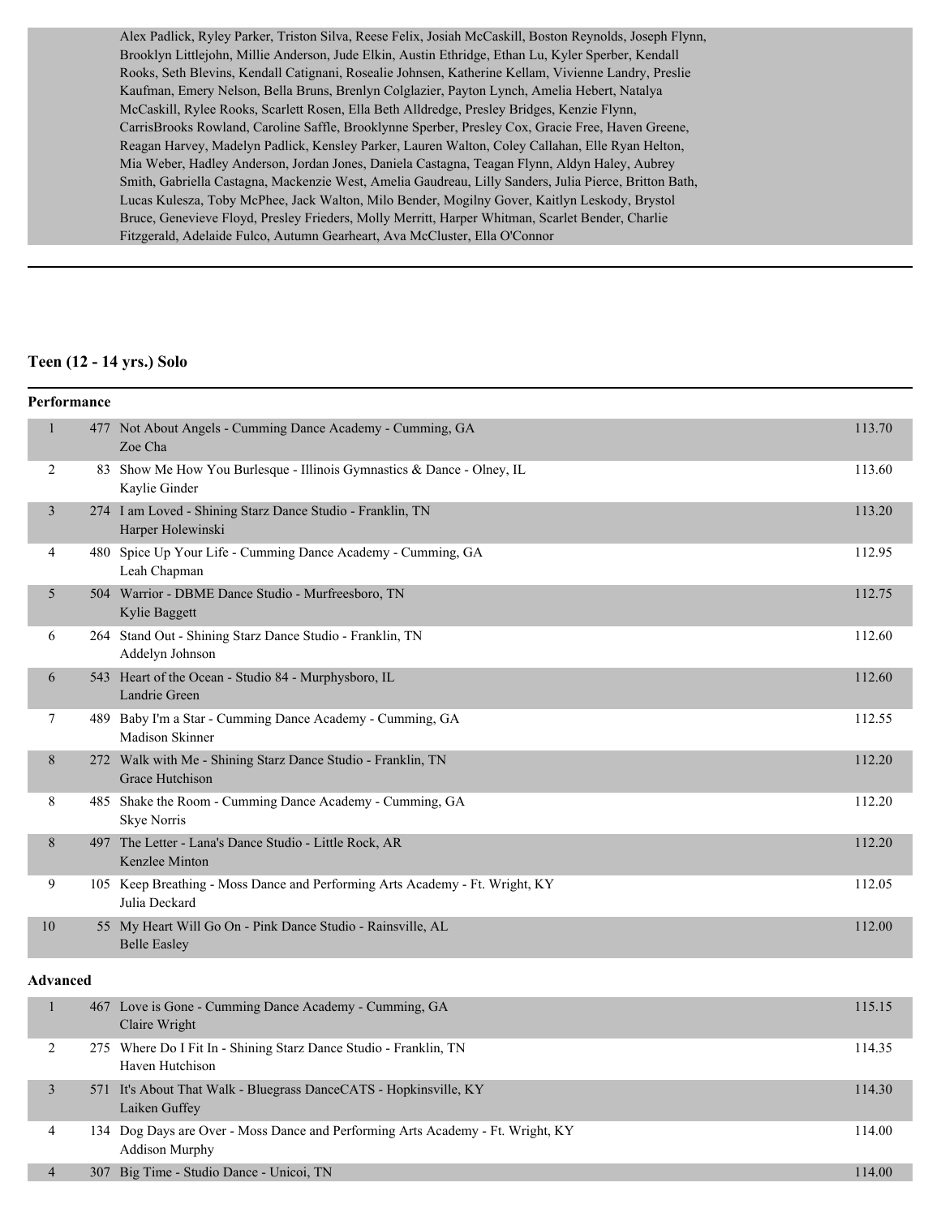Alex Padlick, Ryley Parker, Triston Silva, Reese Felix, Josiah McCaskill, Boston Reynolds, Joseph Flynn, Brooklyn Littlejohn, Millie Anderson, Jude Elkin, Austin Ethridge, Ethan Lu, Kyler Sperber, Kendall Rooks, Seth Blevins, Kendall Catignani, Rosealie Johnsen, Katherine Kellam, Vivienne Landry, Preslie Kaufman, Emery Nelson, Bella Bruns, Brenlyn Colglazier, Payton Lynch, Amelia Hebert, Natalya McCaskill, Rylee Rooks, Scarlett Rosen, Ella Beth Alldredge, Presley Bridges, Kenzie Flynn, CarrisBrooks Rowland, Caroline Saffle, Brooklynne Sperber, Presley Cox, Gracie Free, Haven Greene, Reagan Harvey, Madelyn Padlick, Kensley Parker, Lauren Walton, Coley Callahan, Elle Ryan Helton, Mia Weber, Hadley Anderson, Jordan Jones, Daniela Castagna, Teagan Flynn, Aldyn Haley, Aubrey Smith, Gabriella Castagna, Mackenzie West, Amelia Gaudreau, Lilly Sanders, Julia Pierce, Britton Bath, Lucas Kulesza, Toby McPhee, Jack Walton, Milo Bender, Mogilny Gover, Kaitlyn Leskody, Brystol Bruce, Genevieve Floyd, Presley Frieders, Molly Merritt, Harper Whitman, Scarlet Bender, Charlie Fitzgerald, Adelaide Fulco, Autumn Gearheart, Ava McCluster, Ella O'Connor

---

## Teen (12 - 14 yrs.) Solo

### Performance

| Place | # | Entry | Score |
|---|---|---|---|
| 1 | 477 | Not About Angels - Cumming Dance Academy - Cumming, GA<br>Zoe Cha | 113.70 |
| 2 | 83 | Show Me How You Burlesque - Illinois Gymnastics & Dance - Olney, IL<br>Kaylie Ginder | 113.60 |
| 3 | 274 | I am Loved - Shining Starz Dance Studio - Franklin, TN<br>Harper Holewinski | 113.20 |
| 4 | 480 | Spice Up Your Life - Cumming Dance Academy - Cumming, GA<br>Leah Chapman | 112.95 |
| 5 | 504 | Warrior - DBME Dance Studio - Murfreesboro, TN<br>Kylie Baggett | 112.75 |
| 6 | 264 | Stand Out - Shining Starz Dance Studio - Franklin, TN<br>Addelyn Johnson | 112.60 |
| 6 | 543 | Heart of the Ocean - Studio 84 - Murphysboro, IL<br>Landrie Green | 112.60 |
| 7 | 489 | Baby I'm a Star - Cumming Dance Academy - Cumming, GA<br>Madison Skinner | 112.55 |
| 8 | 272 | Walk with Me - Shining Starz Dance Studio - Franklin, TN<br>Grace Hutchison | 112.20 |
| 8 | 485 | Shake the Room - Cumming Dance Academy - Cumming, GA<br>Skye Norris | 112.20 |
| 8 | 497 | The Letter - Lana's Dance Studio - Little Rock, AR<br>Kenzlee Minton | 112.20 |
| 9 | 105 | Keep Breathing - Moss Dance and Performing Arts Academy - Ft. Wright, KY<br>Julia Deckard | 112.05 |
| 10 | 55 | My Heart Will Go On - Pink Dance Studio - Rainsville, AL<br>Belle Easley | 112.00 |

### Advanced

| Place | # | Entry | Score |
|---|---|---|---|
| 1 | 467 | Love is Gone - Cumming Dance Academy - Cumming, GA<br>Claire Wright | 115.15 |
| 2 | 275 | Where Do I Fit In - Shining Starz Dance Studio - Franklin, TN<br>Haven Hutchison | 114.35 |
| 3 | 571 | It's About That Walk - Bluegrass DanceCATS - Hopkinsville, KY<br>Laiken Guffey | 114.30 |
| 4 | 134 | Dog Days are Over - Moss Dance and Performing Arts Academy - Ft. Wright, KY<br>Addison Murphy | 114.00 |
| 4 | 307 | Big Time - Studio Dance - Unicoi, TN | 114.00 |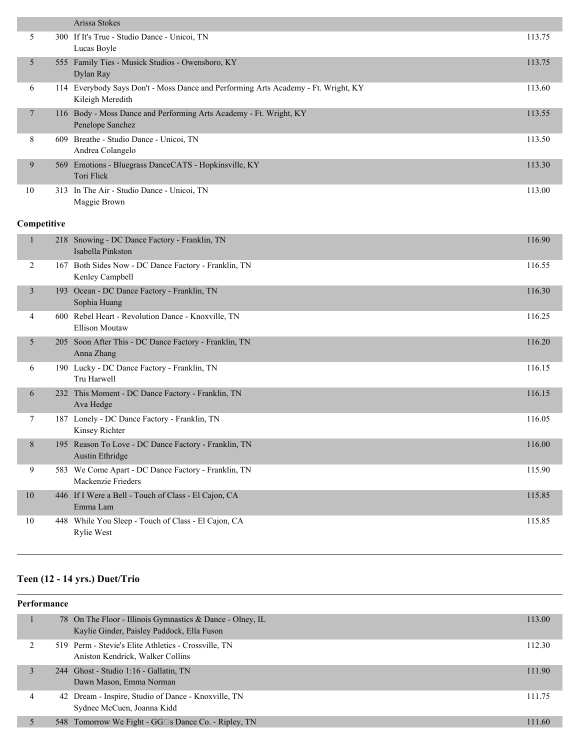| | | | |
|---|---|---|---|
| | | Arissa Stokes | |
| 5 | 300 | If It's True - Studio Dance - Unicoi, TN<br>Lucas Boyle | 113.75 |
| 5 | 555 | Family Ties - Musick Studios - Owensboro, KY<br>Dylan Ray | 113.75 |
| 6 | 114 | Everybody Says Don't - Moss Dance and Performing Arts Academy - Ft. Wright, KY<br>Kileigh Meredith | 113.60 |
| 7 | 116 | Body - Moss Dance and Performing Arts Academy - Ft. Wright, KY<br>Penelope Sanchez | 113.55 |
| 8 | 609 | Breathe - Studio Dance - Unicoi, TN<br>Andrea Colangelo | 113.50 |
| 9 | 569 | Emotions - Bluegrass DanceCATS - Hopkinsville, KY<br>Tori Flick | 113.30 |
| 10 | 313 | In The Air - Studio Dance - Unicoi, TN<br>Maggie Brown | 113.00 |

**Competitive**

| | | | |
|---|---|---|---|
| 1 | 218 | Snowing - DC Dance Factory - Franklin, TN<br>Isabella Pinkston | 116.90 |
| 2 | 167 | Both Sides Now - DC Dance Factory - Franklin, TN<br>Kenley Campbell | 116.55 |
| 3 | 193 | Ocean - DC Dance Factory - Franklin, TN<br>Sophia Huang | 116.30 |
| 4 | 600 | Rebel Heart - Revolution Dance - Knoxville, TN<br>Ellison Moutaw | 116.25 |
| 5 | 205 | Soon After This - DC Dance Factory - Franklin, TN<br>Anna Zhang | 116.20 |
| 6 | 190 | Lucky - DC Dance Factory - Franklin, TN<br>Tru Harwell | 116.15 |
| 6 | 232 | This Moment - DC Dance Factory - Franklin, TN<br>Ava Hedge | 116.15 |
| 7 | 187 | Lonely - DC Dance Factory - Franklin, TN<br>Kinsey Richter | 116.05 |
| 8 | 195 | Reason To Love - DC Dance Factory - Franklin, TN<br>Austin Ethridge | 116.00 |
| 9 | 583 | We Come Apart - DC Dance Factory - Franklin, TN<br>Mackenzie Frieders | 115.90 |
| 10 | 446 | If I Were a Bell - Touch of Class - El Cajon, CA<br>Emma Lam | 115.85 |
| 10 | 448 | While You Sleep - Touch of Class - El Cajon, CA<br>Rylie West | 115.85 |

## Teen (12 - 14 yrs.) Duet/Trio

**Performance**

| | | | |
|---|---|---|---|
| 1 | 78 | On The Floor - Illinois Gymnastics & Dance - Olney, IL<br>Kaylie Ginder, Paisley Paddock, Ella Fuson | 113.00 |
| 2 | 519 | Perm - Stevie's Elite Athletics - Crossville, TN<br>Aniston Kendrick, Walker Collins | 112.30 |
| 3 | 244 | Ghost - Studio 1:16 - Gallatin, TN<br>Dawn Mason, Emma Norman | 111.90 |
| 4 | 42 | Dream - Inspire, Studio of Dance - Knoxville, TN<br>Sydnee McCuen, Joanna Kidd | 111.75 |
| 5 | 548 | Tomorrow We Fight - GG□s Dance Co. - Ripley, TN | 111.60 |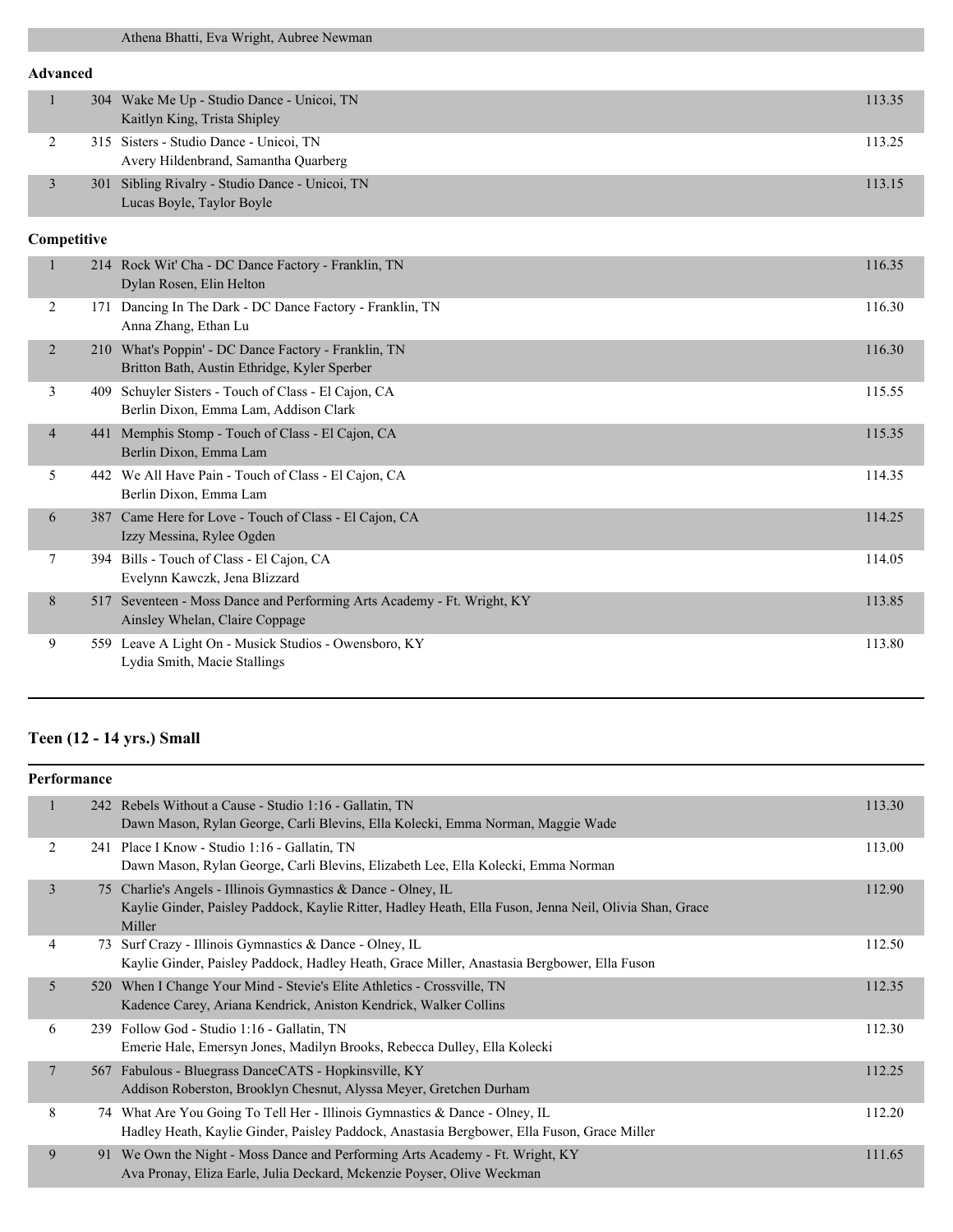Athena Bhatti, Eva Wright, Aubree Newman

**Advanced**

| Place | No. | Routine | Score |
|---|---|---|---|
| 1 | 304 | Wake Me Up - Studio Dance - Unicoi, TN<br>Kaitlyn King, Trista Shipley | 113.35 |
| 2 | 315 | Sisters - Studio Dance - Unicoi, TN<br>Avery Hildenbrand, Samantha Quarberg | 113.25 |
| 3 | 301 | Sibling Rivalry - Studio Dance - Unicoi, TN<br>Lucas Boyle, Taylor Boyle | 113.15 |

**Competitive**

| Place | No. | Routine | Score |
|---|---|---|---|
| 1 | 214 | Rock Wit' Cha - DC Dance Factory - Franklin, TN<br>Dylan Rosen, Elin Helton | 116.35 |
| 2 | 171 | Dancing In The Dark - DC Dance Factory - Franklin, TN<br>Anna Zhang, Ethan Lu | 116.30 |
| 2 | 210 | What's Poppin' - DC Dance Factory - Franklin, TN<br>Britton Bath, Austin Ethridge, Kyler Sperber | 116.30 |
| 3 | 409 | Schuyler Sisters - Touch of Class - El Cajon, CA<br>Berlin Dixon, Emma Lam, Addison Clark | 115.55 |
| 4 | 441 | Memphis Stomp - Touch of Class - El Cajon, CA<br>Berlin Dixon, Emma Lam | 115.35 |
| 5 | 442 | We All Have Pain - Touch of Class - El Cajon, CA<br>Berlin Dixon, Emma Lam | 114.35 |
| 6 | 387 | Came Here for Love - Touch of Class - El Cajon, CA<br>Izzy Messina, Rylee Ogden | 114.25 |
| 7 | 394 | Bills - Touch of Class - El Cajon, CA<br>Evelynn Kawczk, Jena Blizzard | 114.05 |
| 8 | 517 | Seventeen - Moss Dance and Performing Arts Academy - Ft. Wright, KY<br>Ainsley Whelan, Claire Coppage | 113.85 |
| 9 | 559 | Leave A Light On - Musick Studios - Owensboro, KY<br>Lydia Smith, Macie Stallings | 113.80 |

## Teen (12 - 14 yrs.) Small

**Performance**

| Place | No. | Routine | Score |
|---|---|---|---|
| 1 | 242 | Rebels Without a Cause - Studio 1:16 - Gallatin, TN<br>Dawn Mason, Rylan George, Carli Blevins, Ella Kolecki, Emma Norman, Maggie Wade | 113.30 |
| 2 | 241 | Place I Know - Studio 1:16 - Gallatin, TN<br>Dawn Mason, Rylan George, Carli Blevins, Elizabeth Lee, Ella Kolecki, Emma Norman | 113.00 |
| 3 | 75 | Charlie's Angels - Illinois Gymnastics & Dance - Olney, IL<br>Kaylie Ginder, Paisley Paddock, Kaylie Ritter, Hadley Heath, Ella Fuson, Jenna Neil, Olivia Shan, Grace Miller | 112.90 |
| 4 | 73 | Surf Crazy - Illinois Gymnastics & Dance - Olney, IL<br>Kaylie Ginder, Paisley Paddock, Hadley Heath, Grace Miller, Anastasia Bergbower, Ella Fuson | 112.50 |
| 5 | 520 | When I Change Your Mind - Stevie's Elite Athletics - Crossville, TN<br>Kadence Carey, Ariana Kendrick, Aniston Kendrick, Walker Collins | 112.35 |
| 6 | 239 | Follow God - Studio 1:16 - Gallatin, TN<br>Emerie Hale, Emersyn Jones, Madilyn Brooks, Rebecca Dulley, Ella Kolecki | 112.30 |
| 7 | 567 | Fabulous - Bluegrass DanceCATS - Hopkinsville, KY<br>Addison Roberston, Brooklyn Chesnut, Alyssa Meyer, Gretchen Durham | 112.25 |
| 8 | 74 | What Are You Going To Tell Her - Illinois Gymnastics & Dance - Olney, IL<br>Hadley Heath, Kaylie Ginder, Paisley Paddock, Anastasia Bergbower, Ella Fuson, Grace Miller | 112.20 |
| 9 | 91 | We Own the Night - Moss Dance and Performing Arts Academy - Ft. Wright, KY<br>Ava Pronay, Eliza Earle, Julia Deckard, Mckenzie Poyser, Olive Weckman | 111.65 |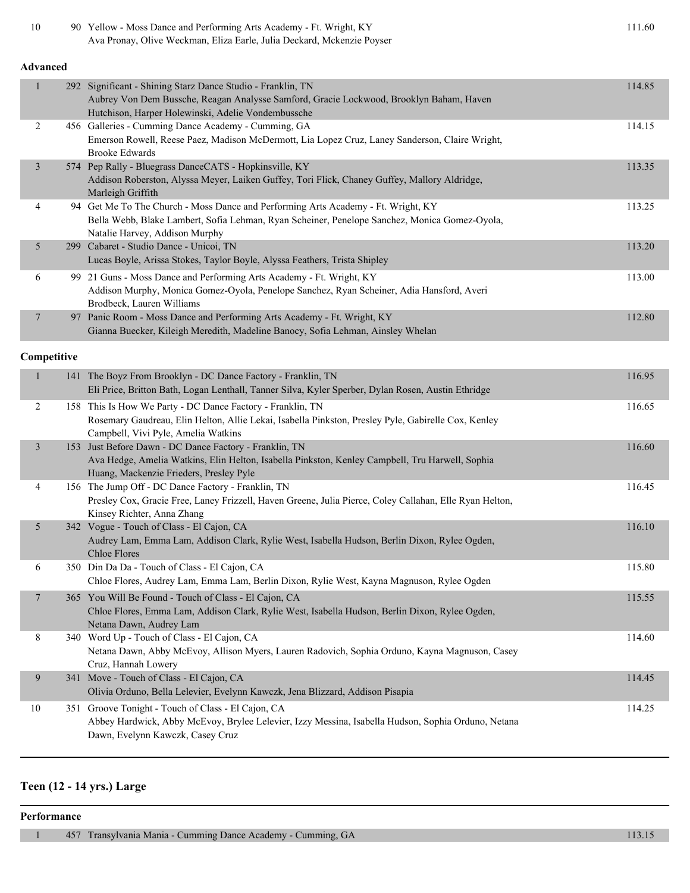| Place | No. | Entry | Score |
|---|---|---|---|
| 10 | 90 | Yellow - Moss Dance and Performing Arts Academy - Ft. Wright, KY<br>Ava Pronay, Olive Weckman, Eliza Earle, Julia Deckard, Mckenzie Poyser | 111.60 |

**Advanced**

| Place | No. | Entry | Score |
|---|---|---|---|
| 1 | 292 | Significant - Shining Starz Dance Studio - Franklin, TN<br>Aubrey Von Dem Bussche, Reagan Analysse Samford, Gracie Lockwood, Brooklyn Baham, Haven Hutchison, Harper Holewinski, Adelie Vondembussche | 114.85 |
| 2 | 456 | Galleries - Cumming Dance Academy - Cumming, GA<br>Emerson Rowell, Reese Paez, Madison McDermott, Lia Lopez Cruz, Laney Sanderson, Claire Wright, Brooke Edwards | 114.15 |
| 3 | 574 | Pep Rally - Bluegrass DanceCATS - Hopkinsville, KY<br>Addison Roberston, Alyssa Meyer, Laiken Guffey, Tori Flick, Chaney Guffey, Mallory Aldridge, Marleigh Griffith | 113.35 |
| 4 | 94 | Get Me To The Church - Moss Dance and Performing Arts Academy - Ft. Wright, KY<br>Bella Webb, Blake Lambert, Sofia Lehman, Ryan Scheiner, Penelope Sanchez, Monica Gomez-Oyola, Natalie Harvey, Addison Murphy | 113.25 |
| 5 | 299 | Cabaret - Studio Dance - Unicoi, TN<br>Lucas Boyle, Arissa Stokes, Taylor Boyle, Alyssa Feathers, Trista Shipley | 113.20 |
| 6 | 99 | 21 Guns - Moss Dance and Performing Arts Academy - Ft. Wright, KY<br>Addison Murphy, Monica Gomez-Oyola, Penelope Sanchez, Ryan Scheiner, Adia Hansford, Averi Brodbeck, Lauren Williams | 113.00 |
| 7 | 97 | Panic Room - Moss Dance and Performing Arts Academy - Ft. Wright, KY<br>Gianna Buecker, Kileigh Meredith, Madeline Banocy, Sofia Lehman, Ainsley Whelan | 112.80 |

**Competitive**

| Place | No. | Entry | Score |
|---|---|---|---|
| 1 | 141 | The Boyz From Brooklyn - DC Dance Factory - Franklin, TN<br>Eli Price, Britton Bath, Logan Lenthall, Tanner Silva, Kyler Sperber, Dylan Rosen, Austin Ethridge | 116.95 |
| 2 | 158 | This Is How We Party - DC Dance Factory - Franklin, TN<br>Rosemary Gaudreau, Elin Helton, Allie Lekai, Isabella Pinkston, Presley Pyle, Gabirelle Cox, Kenley Campbell, Vivi Pyle, Amelia Watkins | 116.65 |
| 3 | 153 | Just Before Dawn - DC Dance Factory - Franklin, TN<br>Ava Hedge, Amelia Watkins, Elin Helton, Isabella Pinkston, Kenley Campbell, Tru Harwell, Sophia Huang, Mackenzie Frieders, Presley Pyle | 116.60 |
| 4 | 156 | The Jump Off - DC Dance Factory - Franklin, TN<br>Presley Cox, Gracie Free, Laney Frizzell, Haven Greene, Julia Pierce, Coley Callahan, Elle Ryan Helton, Kinsey Richter, Anna Zhang | 116.45 |
| 5 | 342 | Vogue - Touch of Class - El Cajon, CA<br>Audrey Lam, Emma Lam, Addison Clark, Rylie West, Isabella Hudson, Berlin Dixon, Rylee Ogden, Chloe Flores | 116.10 |
| 6 | 350 | Din Da Da - Touch of Class - El Cajon, CA<br>Chloe Flores, Audrey Lam, Emma Lam, Berlin Dixon, Rylie West, Kayna Magnuson, Rylee Ogden | 115.80 |
| 7 | 365 | You Will Be Found - Touch of Class - El Cajon, CA<br>Chloe Flores, Emma Lam, Addison Clark, Rylie West, Isabella Hudson, Berlin Dixon, Rylee Ogden, Netana Dawn, Audrey Lam | 115.55 |
| 8 | 340 | Word Up - Touch of Class - El Cajon, CA<br>Netana Dawn, Abby McEvoy, Allison Myers, Lauren Radovich, Sophia Orduno, Kayna Magnuson, Casey Cruz, Hannah Lowery | 114.60 |
| 9 | 341 | Move - Touch of Class - El Cajon, CA<br>Olivia Orduno, Bella Lelevier, Evelynn Kawczk, Jena Blizzard, Addison Pisapia | 114.45 |
| 10 | 351 | Groove Tonight - Touch of Class - El Cajon, CA<br>Abbey Hardwick, Abby McEvoy, Brylee Lelevier, Izzy Messina, Isabella Hudson, Sophia Orduno, Netana Dawn, Evelynn Kawczk, Casey Cruz | 114.25 |

## Teen (12 - 14 yrs.) Large

**Performance**

| Place | No. | Entry | Score |
|---|---|---|---|
| 1 | 457 | Transylvania Mania - Cumming Dance Academy - Cumming, GA | 113.15 |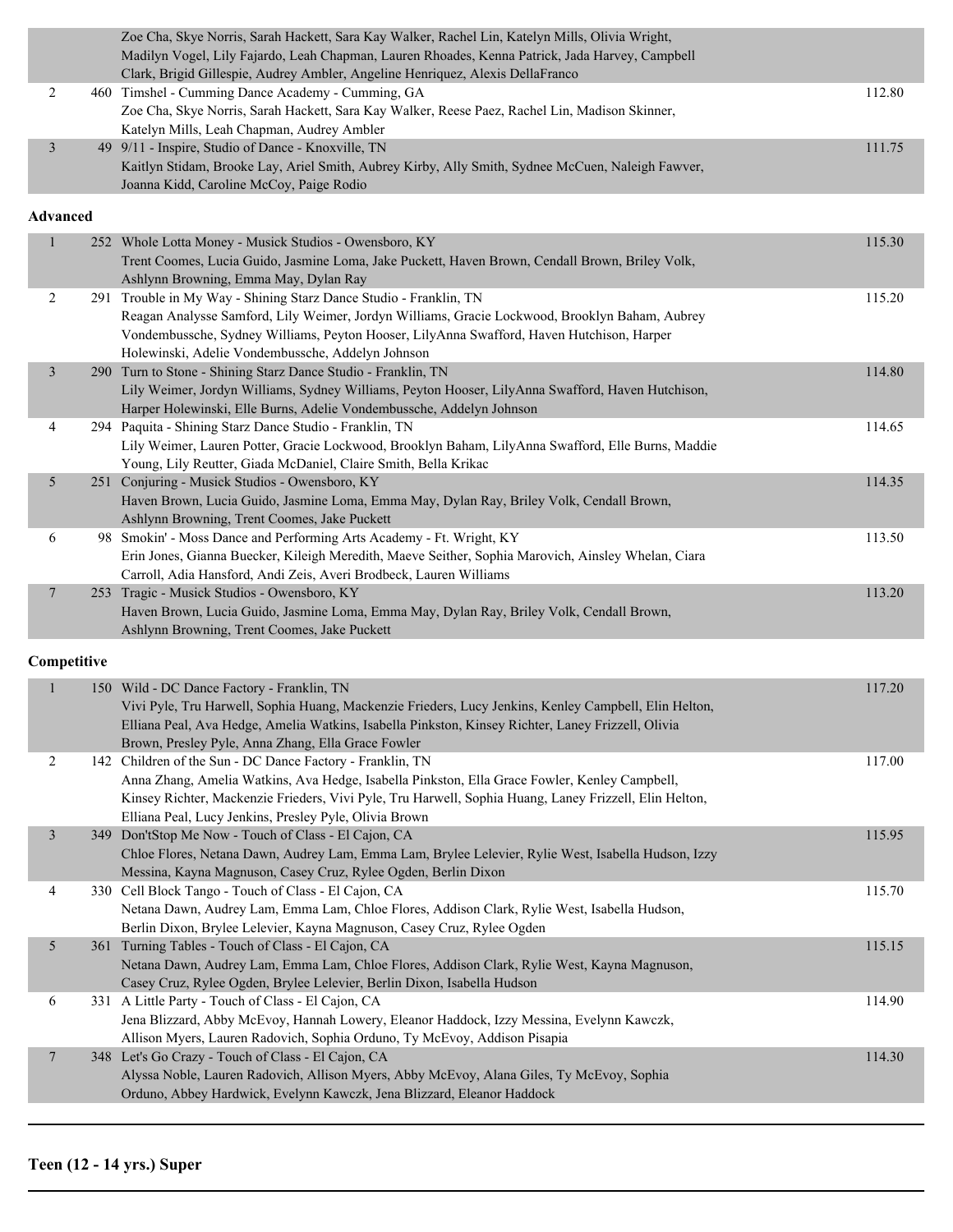| Place | No. | Entry | Score |
|---|---|---|---|
| | | Zoe Cha, Skye Norris, Sarah Hackett, Sara Kay Walker, Rachel Lin, Katelyn Mills, Olivia Wright, Madilyn Vogel, Lily Fajardo, Leah Chapman, Lauren Rhoades, Kenna Patrick, Jada Harvey, Campbell Clark, Brigid Gillespie, Audrey Ambler, Angeline Henriquez, Alexis DellaFranco | |
| 2 | 460 | Timshel - Cumming Dance Academy - Cumming, GA<br>Zoe Cha, Skye Norris, Sarah Hackett, Sara Kay Walker, Reese Paez, Rachel Lin, Madison Skinner, Katelyn Mills, Leah Chapman, Audrey Ambler | 112.80 |
| 3 | 49 | 9/11 - Inspire, Studio of Dance - Knoxville, TN<br>Kaitlyn Stidam, Brooke Lay, Ariel Smith, Aubrey Kirby, Ally Smith, Sydnee McCuen, Naleigh Fawver, Joanna Kidd, Caroline McCoy, Paige Rodio | 111.75 |

**Advanced**

| Place | No. | Entry | Score |
|---|---|---|---|
| 1 | 252 | Whole Lotta Money - Musick Studios - Owensboro, KY<br>Trent Coomes, Lucia Guido, Jasmine Loma, Jake Puckett, Haven Brown, Cendall Brown, Briley Volk, Ashlynn Browning, Emma May, Dylan Ray | 115.30 |
| 2 | 291 | Trouble in My Way - Shining Starz Dance Studio - Franklin, TN<br>Reagan Analysse Samford, Lily Weimer, Jordyn Williams, Gracie Lockwood, Brooklyn Baham, Aubrey Vondembussche, Sydney Williams, Peyton Hooser, LilyAnna Swafford, Haven Hutchison, Harper Holewinski, Adelie Vondembussche, Addelyn Johnson | 115.20 |
| 3 | 290 | Turn to Stone - Shining Starz Dance Studio - Franklin, TN<br>Lily Weimer, Jordyn Williams, Sydney Williams, Peyton Hooser, LilyAnna Swafford, Haven Hutchison, Harper Holewinski, Elle Burns, Adelie Vondembussche, Addelyn Johnson | 114.80 |
| 4 | 294 | Paquita - Shining Starz Dance Studio - Franklin, TN<br>Lily Weimer, Lauren Potter, Gracie Lockwood, Brooklyn Baham, LilyAnna Swafford, Elle Burns, Maddie Young, Lily Reutter, Giada McDaniel, Claire Smith, Bella Krikac | 114.65 |
| 5 | 251 | Conjuring - Musick Studios - Owensboro, KY<br>Haven Brown, Lucia Guido, Jasmine Loma, Emma May, Dylan Ray, Briley Volk, Cendall Brown, Ashlynn Browning, Trent Coomes, Jake Puckett | 114.35 |
| 6 | 98 | Smokin' - Moss Dance and Performing Arts Academy - Ft. Wright, KY<br>Erin Jones, Gianna Buecker, Kileigh Meredith, Maeve Seither, Sophia Marovich, Ainsley Whelan, Ciara Carroll, Adia Hansford, Andi Zeis, Averi Brodbeck, Lauren Williams | 113.50 |
| 7 | 253 | Tragic - Musick Studios - Owensboro, KY<br>Haven Brown, Lucia Guido, Jasmine Loma, Emma May, Dylan Ray, Briley Volk, Cendall Brown, Ashlynn Browning, Trent Coomes, Jake Puckett | 113.20 |

**Competitive**

| Place | No. | Entry | Score |
|---|---|---|---|
| 1 | 150 | Wild - DC Dance Factory - Franklin, TN<br>Vivi Pyle, Tru Harwell, Sophia Huang, Mackenzie Frieders, Lucy Jenkins, Kenley Campbell, Elin Helton, Elliana Peal, Ava Hedge, Amelia Watkins, Isabella Pinkston, Kinsey Richter, Laney Frizzell, Olivia Brown, Presley Pyle, Anna Zhang, Ella Grace Fowler | 117.20 |
| 2 | 142 | Children of the Sun - DC Dance Factory - Franklin, TN<br>Anna Zhang, Amelia Watkins, Ava Hedge, Isabella Pinkston, Ella Grace Fowler, Kenley Campbell, Kinsey Richter, Mackenzie Frieders, Vivi Pyle, Tru Harwell, Sophia Huang, Laney Frizzell, Elin Helton, Elliana Peal, Lucy Jenkins, Presley Pyle, Olivia Brown | 117.00 |
| 3 | 349 | Don'tStop Me Now - Touch of Class - El Cajon, CA<br>Chloe Flores, Netana Dawn, Audrey Lam, Emma Lam, Brylee Lelevier, Rylie West, Isabella Hudson, Izzy Messina, Kayna Magnuson, Casey Cruz, Rylee Ogden, Berlin Dixon | 115.95 |
| 4 | 330 | Cell Block Tango - Touch of Class - El Cajon, CA<br>Netana Dawn, Audrey Lam, Emma Lam, Chloe Flores, Addison Clark, Rylie West, Isabella Hudson, Berlin Dixon, Brylee Lelevier, Kayna Magnuson, Casey Cruz, Rylee Ogden | 115.70 |
| 5 | 361 | Turning Tables - Touch of Class - El Cajon, CA<br>Netana Dawn, Audrey Lam, Emma Lam, Chloe Flores, Addison Clark, Rylie West, Kayna Magnuson, Casey Cruz, Rylee Ogden, Brylee Lelevier, Berlin Dixon, Isabella Hudson | 115.15 |
| 6 | 331 | A Little Party - Touch of Class - El Cajon, CA<br>Jena Blizzard, Abby McEvoy, Hannah Lowery, Eleanor Haddock, Izzy Messina, Evelynn Kawczk, Allison Myers, Lauren Radovich, Sophia Orduno, Ty McEvoy, Addison Pisapia | 114.90 |
| 7 | 348 | Let's Go Crazy - Touch of Class - El Cajon, CA<br>Alyssa Noble, Lauren Radovich, Allison Myers, Abby McEvoy, Alana Giles, Ty McEvoy, Sophia Orduno, Abbey Hardwick, Evelynn Kawczk, Jena Blizzard, Eleanor Haddock | 114.30 |

## Teen (12 - 14 yrs.) Super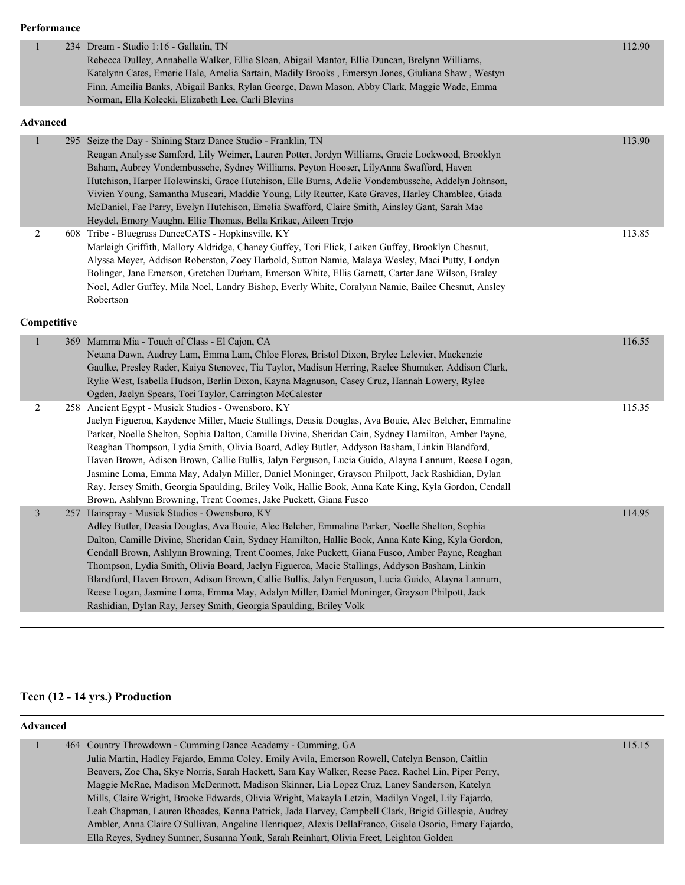### Performance

| Place | No. | Entry | Score |
|---|---|---|---|
| 1 | 234 | Dream - Studio 1:16 - Gallatin, TN<br>Rebecca Dulley, Annabelle Walker, Ellie Sloan, Abigail Mantor, Ellie Duncan, Brelynn Williams, Katelynn Cates, Emerie Hale, Amelia Sartain, Madily Brooks , Emersyn Jones, Giuliana Shaw , Westyn Finn, Ameilia Banks, Abigail Banks, Rylan George, Dawn Mason, Abby Clark, Maggie Wade, Emma Norman, Ella Kolecki, Elizabeth Lee, Carli Blevins | 112.90 |

### Advanced

| Place | No. | Entry | Score |
|---|---|---|---|
| 1 | 295 | Seize the Day - Shining Starz Dance Studio - Franklin, TN<br>Reagan Analysse Samford, Lily Weimer, Lauren Potter, Jordyn Williams, Gracie Lockwood, Brooklyn Baham, Aubrey Vondembussche, Sydney Williams, Peyton Hooser, LilyAnna Swafford, Haven Hutchison, Harper Holewinski, Grace Hutchison, Elle Burns, Adelie Vondembussche, Addelyn Johnson, Vivien Young, Samantha Muscari, Maddie Young, Lily Reutter, Kate Graves, Harley Chamblee, Giada McDaniel, Fae Parry, Evelyn Hutchison, Emelia Swafford, Claire Smith, Ainsley Gant, Sarah Mae Heydel, Emory Vaughn, Ellie Thomas, Bella Krikac, Aileen Trejo | 113.90 |
| 2 | 608 | Tribe - Bluegrass DanceCATS - Hopkinsville, KY<br>Marleigh Griffith, Mallory Aldridge, Chaney Guffey, Tori Flick, Laiken Guffey, Brooklyn Chesnut, Alyssa Meyer, Addison Roberston, Zoey Harbold, Sutton Namie, Malaya Wesley, Maci Putty, Londyn Bolinger, Jane Emerson, Gretchen Durham, Emerson White, Ellis Garnett, Carter Jane Wilson, Braley Noel, Adler Guffey, Mila Noel, Landry Bishop, Everly White, Coralynn Namie, Bailee Chesnut, Ansley Robertson | 113.85 |

### Competitive

| Place | No. | Entry | Score |
|---|---|---|---|
| 1 | 369 | Mamma Mia - Touch of Class - El Cajon, CA<br>Netana Dawn, Audrey Lam, Emma Lam, Chloe Flores, Bristol Dixon, Brylee Lelevier, Mackenzie Gaulke, Presley Rader, Kaiya Stenovec, Tia Taylor, Madisun Herring, Raelee Shumaker, Addison Clark, Rylie West, Isabella Hudson, Berlin Dixon, Kayna Magnuson, Casey Cruz, Hannah Lowery, Rylee Ogden, Jaelyn Spears, Tori Taylor, Carrington McCalester | 116.55 |
| 2 | 258 | Ancient Egypt - Musick Studios - Owensboro, KY<br>Jaelyn Figueroa, Kaydence Miller, Macie Stallings, Deasia Douglas, Ava Bouie, Alec Belcher, Emmaline Parker, Noelle Shelton, Sophia Dalton, Camille Divine, Sheridan Cain, Sydney Hamilton, Amber Payne, Reaghan Thompson, Lydia Smith, Olivia Board, Adley Butler, Addyson Basham, Linkin Blandford, Haven Brown, Adison Brown, Callie Bullis, Jalyn Ferguson, Lucia Guido, Alayna Lannum, Reese Logan, Jasmine Loma, Emma May, Adalyn Miller, Daniel Moninger, Grayson Philpott, Jack Rashidian, Dylan Ray, Jersey Smith, Georgia Spaulding, Briley Volk, Hallie Book, Anna Kate King, Kyla Gordon, Cendall Brown, Ashlynn Browning, Trent Coomes, Jake Puckett, Giana Fusco | 115.35 |
| 3 | 257 | Hairspray - Musick Studios - Owensboro, KY<br>Adley Butler, Deasia Douglas, Ava Bouie, Alec Belcher, Emmaline Parker, Noelle Shelton, Sophia Dalton, Camille Divine, Sheridan Cain, Sydney Hamilton, Hallie Book, Anna Kate King, Kyla Gordon, Cendall Brown, Ashlynn Browning, Trent Coomes, Jake Puckett, Giana Fusco, Amber Payne, Reaghan Thompson, Lydia Smith, Olivia Board, Jaelyn Figueroa, Macie Stallings, Addyson Basham, Linkin Blandford, Haven Brown, Adison Brown, Callie Bullis, Jalyn Ferguson, Lucia Guido, Alayna Lannum, Reese Logan, Jasmine Loma, Emma May, Adalyn Miller, Daniel Moninger, Grayson Philpott, Jack Rashidian, Dylan Ray, Jersey Smith, Georgia Spaulding, Briley Volk | 114.95 |

## Teen (12 - 14 yrs.) Production

### Advanced

| Place | No. | Entry | Score |
|---|---|---|---|
| 1 | 464 | Country Throwdown - Cumming Dance Academy - Cumming, GA<br>Julia Martin, Hadley Fajardo, Emma Coley, Emily Avila, Emerson Rowell, Catelyn Benson, Caitlin Beavers, Zoe Cha, Skye Norris, Sarah Hackett, Sara Kay Walker, Reese Paez, Rachel Lin, Piper Perry, Maggie McRae, Madison McDermott, Madison Skinner, Lia Lopez Cruz, Laney Sanderson, Katelyn Mills, Claire Wright, Brooke Edwards, Olivia Wright, Makayla Letzin, Madilyn Vogel, Lily Fajardo, Leah Chapman, Lauren Rhoades, Kenna Patrick, Jada Harvey, Campbell Clark, Brigid Gillespie, Audrey Ambler, Anna Claire O'Sullivan, Angeline Henriquez, Alexis DellaFranco, Gisele Osorio, Emery Fajardo, Ella Reyes, Sydney Sumner, Susanna Yonk, Sarah Reinhart, Olivia Freet, Leighton Golden | 115.15 |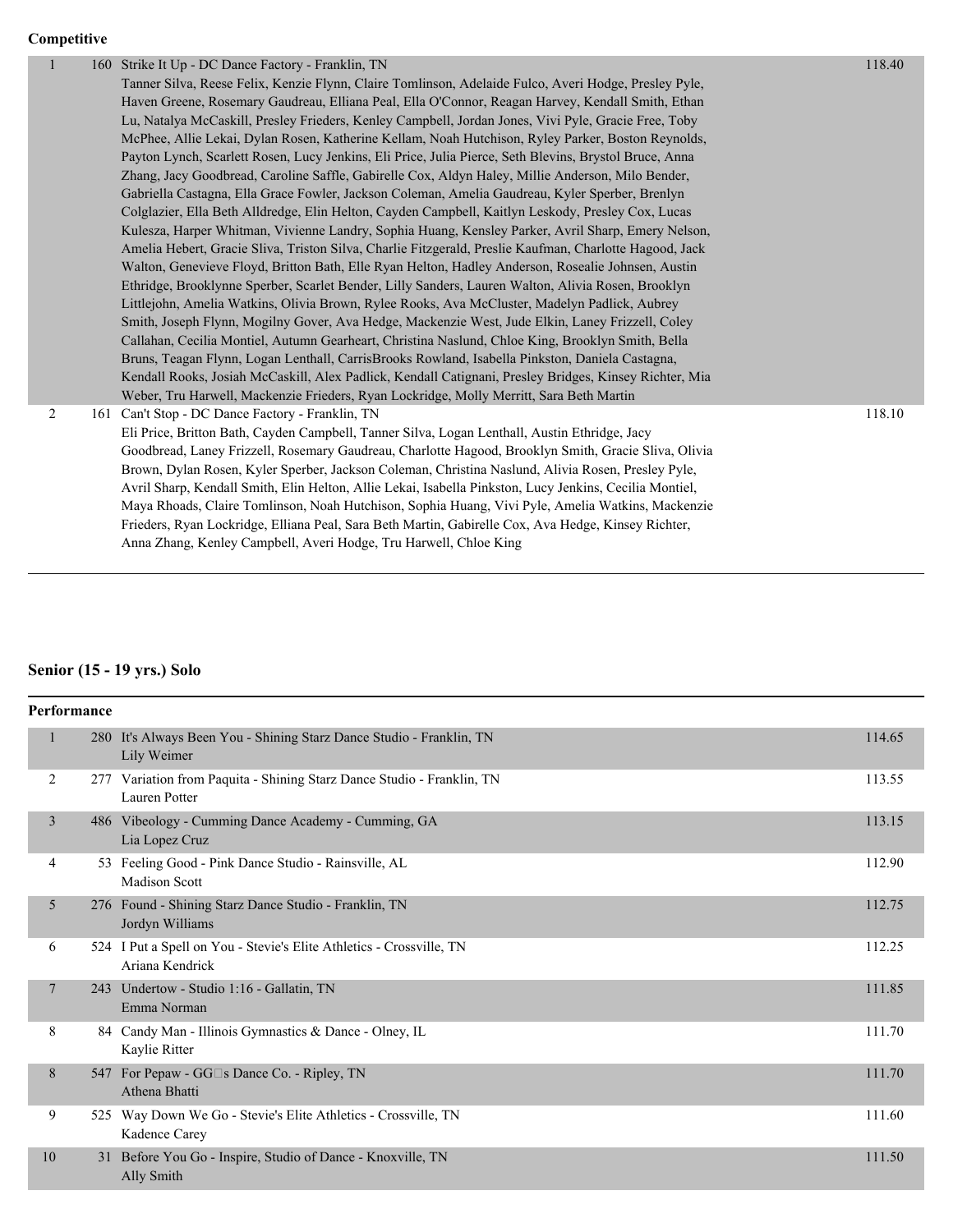**Competitive**

| Place | No. | Entry | Score |
|---|---|---|---|
| 1 | 160 | Strike It Up - DC Dance Factory - Franklin, TN<br>Tanner Silva, Reese Felix, Kenzie Flynn, Claire Tomlinson, Adelaide Fulco, Averi Hodge, Presley Pyle, Haven Greene, Rosemary Gaudreau, Elliana Peal, Ella O'Connor, Reagan Harvey, Kendall Smith, Ethan Lu, Natalya McCaskill, Presley Frieders, Kenley Campbell, Jordan Jones, Vivi Pyle, Gracie Free, Toby McPhee, Allie Lekai, Dylan Rosen, Katherine Kellam, Noah Hutchison, Ryley Parker, Boston Reynolds, Payton Lynch, Scarlett Rosen, Lucy Jenkins, Eli Price, Julia Pierce, Seth Blevins, Brystol Bruce, Anna Zhang, Jacy Goodbread, Caroline Saffle, Gabirelle Cox, Aldyn Haley, Millie Anderson, Milo Bender, Gabriella Castagna, Ella Grace Fowler, Jackson Coleman, Amelia Gaudreau, Kyler Sperber, Brenlyn Colglazier, Ella Beth Alldredge, Elin Helton, Cayden Campbell, Kaitlyn Leskody, Presley Cox, Lucas Kulesza, Harper Whitman, Vivienne Landry, Sophia Huang, Kensley Parker, Avril Sharp, Emery Nelson, Amelia Hebert, Gracie Sliva, Triston Silva, Charlie Fitzgerald, Preslie Kaufman, Charlotte Hagood, Jack Walton, Genevieve Floyd, Britton Bath, Elle Ryan Helton, Hadley Anderson, Rosealie Johnsen, Austin Ethridge, Brooklynne Sperber, Scarlet Bender, Lilly Sanders, Lauren Walton, Alivia Rosen, Brooklyn Littlejohn, Amelia Watkins, Olivia Brown, Rylee Rooks, Ava McCluster, Madelyn Padlick, Aubrey Smith, Joseph Flynn, Mogilny Gover, Ava Hedge, Mackenzie West, Jude Elkin, Laney Frizzell, Coley Callahan, Cecilia Montiel, Autumn Gearheart, Christina Naslund, Chloe King, Brooklyn Smith, Bella Bruns, Teagan Flynn, Logan Lenthall, CarrisBrooks Rowland, Isabella Pinkston, Daniela Castagna, Kendall Rooks, Josiah McCaskill, Alex Padlick, Kendall Catignani, Presley Bridges, Kinsey Richter, Mia Weber, Tru Harwell, Mackenzie Frieders, Ryan Lockridge, Molly Merritt, Sara Beth Martin | 118.40 |
| 2 | 161 | Can't Stop - DC Dance Factory - Franklin, TN<br>Eli Price, Britton Bath, Cayden Campbell, Tanner Silva, Logan Lenthall, Austin Ethridge, Jacy Goodbread, Laney Frizzell, Rosemary Gaudreau, Charlotte Hagood, Brooklyn Smith, Gracie Sliva, Olivia Brown, Dylan Rosen, Kyler Sperber, Jackson Coleman, Christina Naslund, Alivia Rosen, Presley Pyle, Avril Sharp, Kendall Smith, Elin Helton, Allie Lekai, Isabella Pinkston, Lucy Jenkins, Cecilia Montiel, Maya Rhoads, Claire Tomlinson, Noah Hutchison, Sophia Huang, Vivi Pyle, Amelia Watkins, Mackenzie Frieders, Ryan Lockridge, Elliana Peal, Sara Beth Martin, Gabirelle Cox, Ava Hedge, Kinsey Richter, Anna Zhang, Kenley Campbell, Averi Hodge, Tru Harwell, Chloe King | 118.10 |

## Senior (15 - 19 yrs.) Solo

**Performance**

| Place | No. | Entry | Score |
|---|---|---|---|
| 1 | 280 | It's Always Been You - Shining Starz Dance Studio - Franklin, TN<br>Lily Weimer | 114.65 |
| 2 | 277 | Variation from Paquita - Shining Starz Dance Studio - Franklin, TN<br>Lauren Potter | 113.55 |
| 3 | 486 | Vibeology - Cumming Dance Academy - Cumming, GA<br>Lia Lopez Cruz | 113.15 |
| 4 | 53 | Feeling Good - Pink Dance Studio - Rainsville, AL<br>Madison Scott | 112.90 |
| 5 | 276 | Found - Shining Starz Dance Studio - Franklin, TN<br>Jordyn Williams | 112.75 |
| 6 | 524 | I Put a Spell on You - Stevie's Elite Athletics - Crossville, TN<br>Ariana Kendrick | 112.25 |
| 7 | 243 | Undertow - Studio 1:16 - Gallatin, TN<br>Emma Norman | 111.85 |
| 8 | 84 | Candy Man - Illinois Gymnastics & Dance - Olney, IL<br>Kaylie Ritter | 111.70 |
| 8 | 547 | For Pepaw - GG□s Dance Co. - Ripley, TN<br>Athena Bhatti | 111.70 |
| 9 | 525 | Way Down We Go - Stevie's Elite Athletics - Crossville, TN<br>Kadence Carey | 111.60 |
| 10 | 31 | Before You Go - Inspire, Studio of Dance - Knoxville, TN<br>Ally Smith | 111.50 |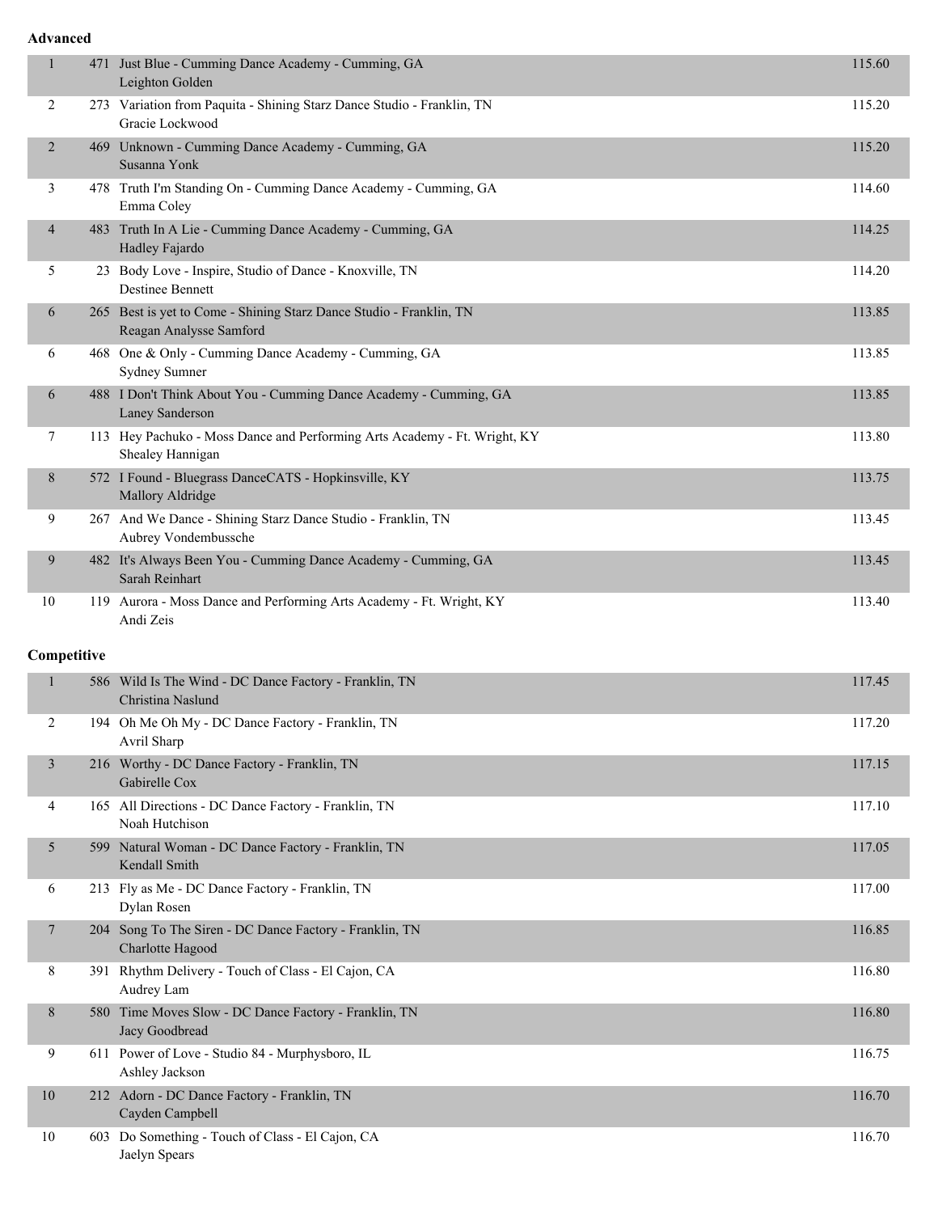**Advanced**

| Place | No. | Entry | Score |
|---|---|---|---|
| 1 | 471 | Just Blue - Cumming Dance Academy - Cumming, GA<br>Leighton Golden | 115.60 |
| 2 | 273 | Variation from Paquita - Shining Starz Dance Studio - Franklin, TN<br>Gracie Lockwood | 115.20 |
| 2 | 469 | Unknown - Cumming Dance Academy - Cumming, GA<br>Susanna Yonk | 115.20 |
| 3 | 478 | Truth I'm Standing On - Cumming Dance Academy - Cumming, GA<br>Emma Coley | 114.60 |
| 4 | 483 | Truth In A Lie - Cumming Dance Academy - Cumming, GA<br>Hadley Fajardo | 114.25 |
| 5 | 23 | Body Love - Inspire, Studio of Dance - Knoxville, TN<br>Destinee Bennett | 114.20 |
| 6 | 265 | Best is yet to Come - Shining Starz Dance Studio - Franklin, TN<br>Reagan Analysse Samford | 113.85 |
| 6 | 468 | One & Only - Cumming Dance Academy - Cumming, GA<br>Sydney Sumner | 113.85 |
| 6 | 488 | I Don't Think About You - Cumming Dance Academy - Cumming, GA<br>Laney Sanderson | 113.85 |
| 7 | 113 | Hey Pachuko - Moss Dance and Performing Arts Academy - Ft. Wright, KY<br>Shealey Hannigan | 113.80 |
| 8 | 572 | I Found - Bluegrass DanceCATS - Hopkinsville, KY<br>Mallory Aldridge | 113.75 |
| 9 | 267 | And We Dance - Shining Starz Dance Studio - Franklin, TN<br>Aubrey Vondembussche | 113.45 |
| 9 | 482 | It's Always Been You - Cumming Dance Academy - Cumming, GA<br>Sarah Reinhart | 113.45 |
| 10 | 119 | Aurora - Moss Dance and Performing Arts Academy - Ft. Wright, KY<br>Andi Zeis | 113.40 |

**Competitive**

| Place | No. | Entry | Score |
|---|---|---|---|
| 1 | 586 | Wild Is The Wind - DC Dance Factory - Franklin, TN<br>Christina Naslund | 117.45 |
| 2 | 194 | Oh Me Oh My - DC Dance Factory - Franklin, TN<br>Avril Sharp | 117.20 |
| 3 | 216 | Worthy - DC Dance Factory - Franklin, TN<br>Gabirelle Cox | 117.15 |
| 4 | 165 | All Directions - DC Dance Factory - Franklin, TN<br>Noah Hutchison | 117.10 |
| 5 | 599 | Natural Woman - DC Dance Factory - Franklin, TN<br>Kendall Smith | 117.05 |
| 6 | 213 | Fly as Me - DC Dance Factory - Franklin, TN<br>Dylan Rosen | 117.00 |
| 7 | 204 | Song To The Siren - DC Dance Factory - Franklin, TN<br>Charlotte Hagood | 116.85 |
| 8 | 391 | Rhythm Delivery - Touch of Class - El Cajon, CA<br>Audrey Lam | 116.80 |
| 8 | 580 | Time Moves Slow - DC Dance Factory - Franklin, TN<br>Jacy Goodbread | 116.80 |
| 9 | 611 | Power of Love - Studio 84 - Murphysboro, IL<br>Ashley Jackson | 116.75 |
| 10 | 212 | Adorn - DC Dance Factory - Franklin, TN<br>Cayden Campbell | 116.70 |
| 10 | 603 | Do Something - Touch of Class - El Cajon, CA<br>Jaelyn Spears | 116.70 |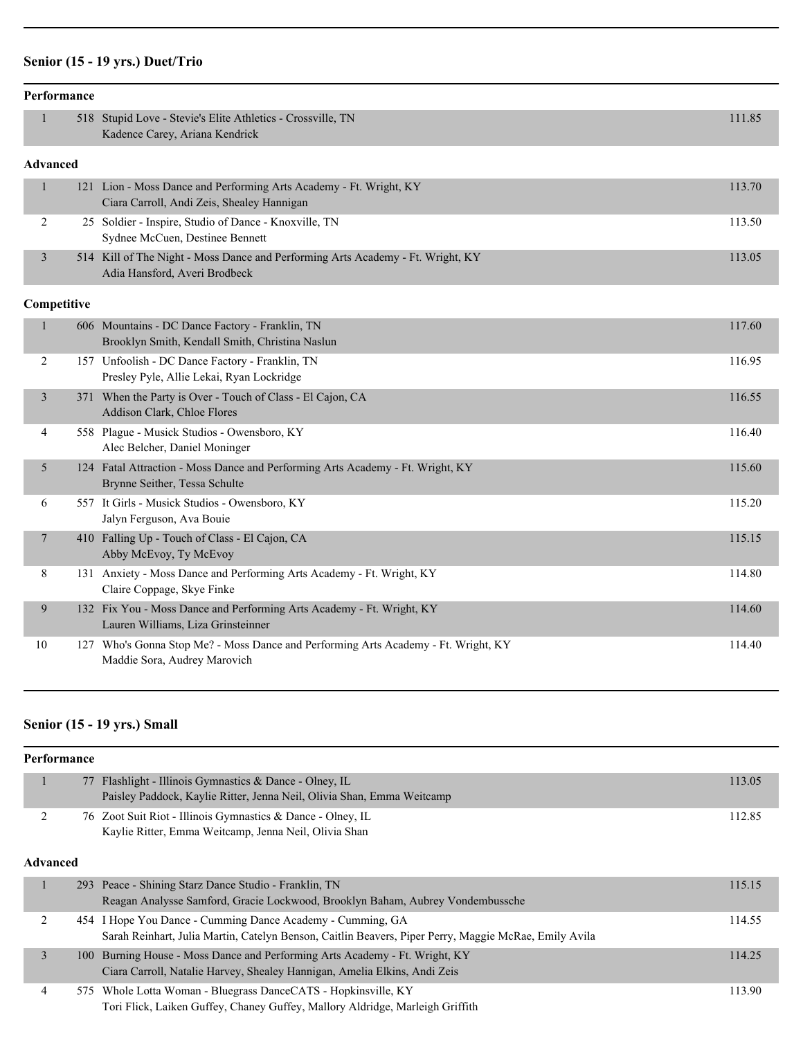## Senior (15 - 19 yrs.) Duet/Trio

### Performance

| Place | No. | Entry | Score |
|---|---|---|---|
| 1 | 518 | Stupid Love - Stevie's Elite Athletics - Crossville, TN<br>Kadence Carey, Ariana Kendrick | 111.85 |

### Advanced

| Place | No. | Entry | Score |
|---|---|---|---|
| 1 | 121 | Lion - Moss Dance and Performing Arts Academy - Ft. Wright, KY<br>Ciara Carroll, Andi Zeis, Shealey Hannigan | 113.70 |
| 2 | 25 | Soldier - Inspire, Studio of Dance - Knoxville, TN<br>Sydnee McCuen, Destinee Bennett | 113.50 |
| 3 | 514 | Kill of The Night - Moss Dance and Performing Arts Academy - Ft. Wright, KY<br>Adia Hansford, Averi Brodbeck | 113.05 |

### Competitive

| Place | No. | Entry | Score |
|---|---|---|---|
| 1 | 606 | Mountains - DC Dance Factory - Franklin, TN<br>Brooklyn Smith, Kendall Smith, Christina Naslun | 117.60 |
| 2 | 157 | Unfoolish - DC Dance Factory - Franklin, TN<br>Presley Pyle, Allie Lekai, Ryan Lockridge | 116.95 |
| 3 | 371 | When the Party is Over - Touch of Class - El Cajon, CA<br>Addison Clark, Chloe Flores | 116.55 |
| 4 | 558 | Plague - Musick Studios - Owensboro, KY<br>Alec Belcher, Daniel Moninger | 116.40 |
| 5 | 124 | Fatal Attraction - Moss Dance and Performing Arts Academy - Ft. Wright, KY<br>Brynne Seither, Tessa Schulte | 115.60 |
| 6 | 557 | It Girls - Musick Studios - Owensboro, KY<br>Jalyn Ferguson, Ava Bouie | 115.20 |
| 7 | 410 | Falling Up - Touch of Class - El Cajon, CA<br>Abby McEvoy, Ty McEvoy | 115.15 |
| 8 | 131 | Anxiety - Moss Dance and Performing Arts Academy - Ft. Wright, KY<br>Claire Coppage, Skye Finke | 114.80 |
| 9 | 132 | Fix You - Moss Dance and Performing Arts Academy - Ft. Wright, KY<br>Lauren Williams, Liza Grinsteinner | 114.60 |
| 10 | 127 | Who's Gonna Stop Me? - Moss Dance and Performing Arts Academy - Ft. Wright, KY<br>Maddie Sora, Audrey Marovich | 114.40 |

## Senior (15 - 19 yrs.) Small

### Performance

| Place | No. | Entry | Score |
|---|---|---|---|
| 1 | 77 | Flashlight - Illinois Gymnastics & Dance - Olney, IL<br>Paisley Paddock, Kaylie Ritter, Jenna Neil, Olivia Shan, Emma Weitcamp | 113.05 |
| 2 | 76 | Zoot Suit Riot - Illinois Gymnastics & Dance - Olney, IL<br>Kaylie Ritter, Emma Weitcamp, Jenna Neil, Olivia Shan | 112.85 |

### Advanced

| Place | No. | Entry | Score |
|---|---|---|---|
| 1 | 293 | Peace - Shining Starz Dance Studio - Franklin, TN<br>Reagan Analysse Samford, Gracie Lockwood, Brooklyn Baham, Aubrey Vondembussche | 115.15 |
| 2 | 454 | I Hope You Dance - Cumming Dance Academy - Cumming, GA<br>Sarah Reinhart, Julia Martin, Catelyn Benson, Caitlin Beavers, Piper Perry, Maggie McRae, Emily Avila | 114.55 |
| 3 | 100 | Burning House - Moss Dance and Performing Arts Academy - Ft. Wright, KY<br>Ciara Carroll, Natalie Harvey, Shealey Hannigan, Amelia Elkins, Andi Zeis | 114.25 |
| 4 | 575 | Whole Lotta Woman - Bluegrass DanceCATS - Hopkinsville, KY<br>Tori Flick, Laiken Guffey, Chaney Guffey, Mallory Aldridge, Marleigh Griffith | 113.90 |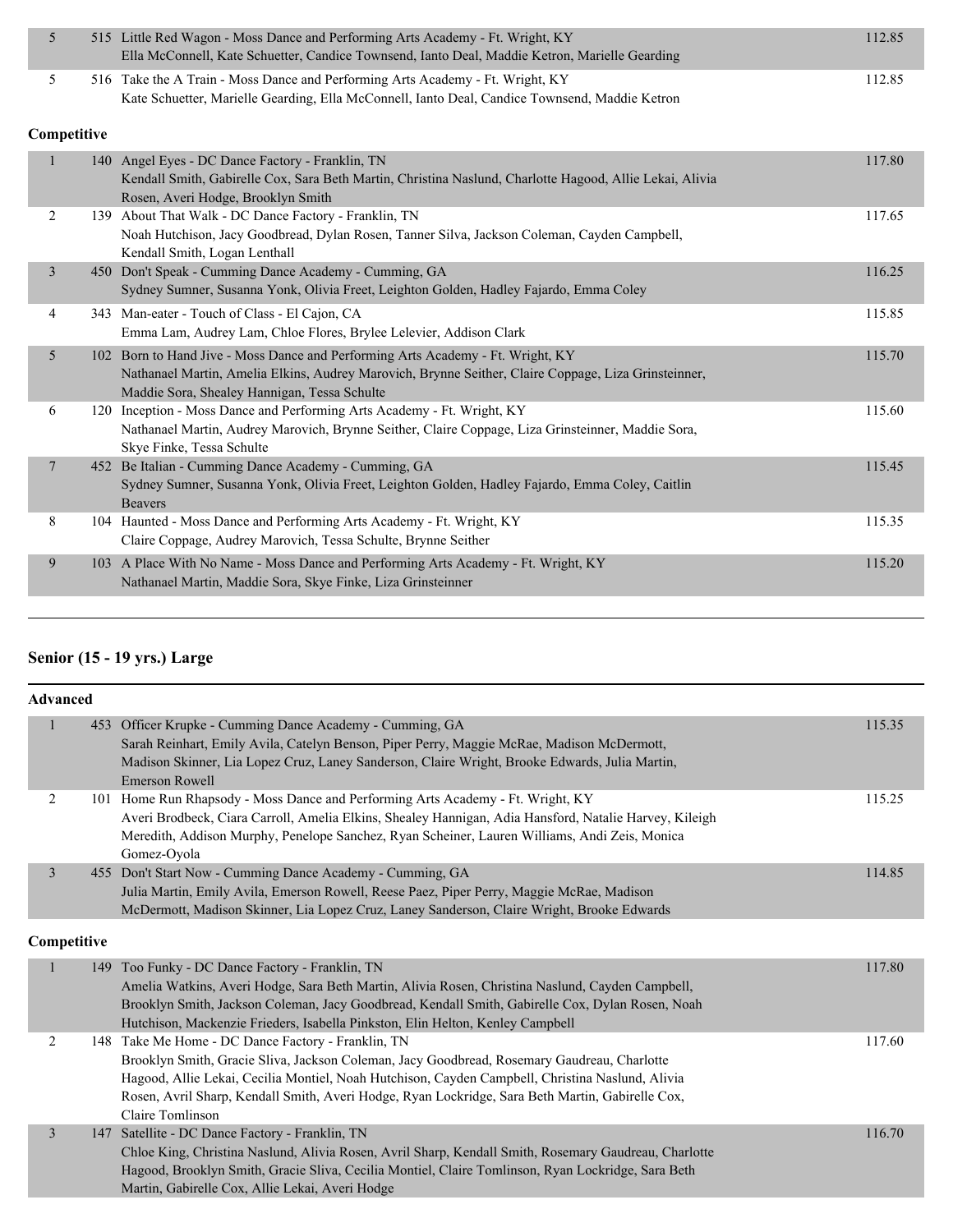| | | | |
|---|---|---|---|
| 5 | 515 | Little Red Wagon - Moss Dance and Performing Arts Academy - Ft. Wright, KY<br>Ella McConnell, Kate Schuetter, Candice Townsend, Ianto Deal, Maddie Ketron, Marielle Gearding | 112.85 |
| 5 | 516 | Take the A Train - Moss Dance and Performing Arts Academy - Ft. Wright, KY<br>Kate Schuetter, Marielle Gearding, Ella McConnell, Ianto Deal, Candice Townsend, Maddie Ketron | 112.85 |

**Competitive**

| | | | |
|---|---|---|---|
| 1 | 140 | Angel Eyes - DC Dance Factory - Franklin, TN<br>Kendall Smith, Gabirelle Cox, Sara Beth Martin, Christina Naslund, Charlotte Hagood, Allie Lekai, Alivia Rosen, Averi Hodge, Brooklyn Smith | 117.80 |
| 2 | 139 | About That Walk - DC Dance Factory - Franklin, TN<br>Noah Hutchison, Jacy Goodbread, Dylan Rosen, Tanner Silva, Jackson Coleman, Cayden Campbell, Kendall Smith, Logan Lenthall | 117.65 |
| 3 | 450 | Don't Speak - Cumming Dance Academy - Cumming, GA<br>Sydney Sumner, Susanna Yonk, Olivia Freet, Leighton Golden, Hadley Fajardo, Emma Coley | 116.25 |
| 4 | 343 | Man-eater - Touch of Class - El Cajon, CA<br>Emma Lam, Audrey Lam, Chloe Flores, Brylee Lelevier, Addison Clark | 115.85 |
| 5 | 102 | Born to Hand Jive - Moss Dance and Performing Arts Academy - Ft. Wright, KY<br>Nathanael Martin, Amelia Elkins, Audrey Marovich, Brynne Seither, Claire Coppage, Liza Grinsteinner, Maddie Sora, Shealey Hannigan, Tessa Schulte | 115.70 |
| 6 | 120 | Inception - Moss Dance and Performing Arts Academy - Ft. Wright, KY<br>Nathanael Martin, Audrey Marovich, Brynne Seither, Claire Coppage, Liza Grinsteinner, Maddie Sora, Skye Finke, Tessa Schulte | 115.60 |
| 7 | 452 | Be Italian - Cumming Dance Academy - Cumming, GA<br>Sydney Sumner, Susanna Yonk, Olivia Freet, Leighton Golden, Hadley Fajardo, Emma Coley, Caitlin Beavers | 115.45 |
| 8 | 104 | Haunted - Moss Dance and Performing Arts Academy - Ft. Wright, KY<br>Claire Coppage, Audrey Marovich, Tessa Schulte, Brynne Seither | 115.35 |
| 9 | 103 | A Place With No Name - Moss Dance and Performing Arts Academy - Ft. Wright, KY<br>Nathanael Martin, Maddie Sora, Skye Finke, Liza Grinsteinner | 115.20 |

## Senior (15 - 19 yrs.) Large

**Advanced**

| | | | |
|---|---|---|---|
| 1 | 453 | Officer Krupke - Cumming Dance Academy - Cumming, GA<br>Sarah Reinhart, Emily Avila, Catelyn Benson, Piper Perry, Maggie McRae, Madison McDermott, Madison Skinner, Lia Lopez Cruz, Laney Sanderson, Claire Wright, Brooke Edwards, Julia Martin, Emerson Rowell | 115.35 |
| 2 | 101 | Home Run Rhapsody - Moss Dance and Performing Arts Academy - Ft. Wright, KY<br>Averi Brodbeck, Ciara Carroll, Amelia Elkins, Shealey Hannigan, Adia Hansford, Natalie Harvey, Kileigh Meredith, Addison Murphy, Penelope Sanchez, Ryan Scheiner, Lauren Williams, Andi Zeis, Monica Gomez-Oyola | 115.25 |
| 3 | 455 | Don't Start Now - Cumming Dance Academy - Cumming, GA<br>Julia Martin, Emily Avila, Emerson Rowell, Reese Paez, Piper Perry, Maggie McRae, Madison McDermott, Madison Skinner, Lia Lopez Cruz, Laney Sanderson, Claire Wright, Brooke Edwards | 114.85 |

**Competitive**

| | | | |
|---|---|---|---|
| 1 | 149 | Too Funky - DC Dance Factory - Franklin, TN<br>Amelia Watkins, Averi Hodge, Sara Beth Martin, Alivia Rosen, Christina Naslund, Cayden Campbell, Brooklyn Smith, Jackson Coleman, Jacy Goodbread, Kendall Smith, Gabirelle Cox, Dylan Rosen, Noah Hutchison, Mackenzie Frieders, Isabella Pinkston, Elin Helton, Kenley Campbell | 117.80 |
| 2 | 148 | Take Me Home - DC Dance Factory - Franklin, TN<br>Brooklyn Smith, Gracie Sliva, Jackson Coleman, Jacy Goodbread, Rosemary Gaudreau, Charlotte Hagood, Allie Lekai, Cecilia Montiel, Noah Hutchison, Cayden Campbell, Christina Naslund, Alivia Rosen, Avril Sharp, Kendall Smith, Averi Hodge, Ryan Lockridge, Sara Beth Martin, Gabirelle Cox, Claire Tomlinson | 117.60 |
| 3 | 147 | Satellite - DC Dance Factory - Franklin, TN<br>Chloe King, Christina Naslund, Alivia Rosen, Avril Sharp, Kendall Smith, Rosemary Gaudreau, Charlotte Hagood, Brooklyn Smith, Gracie Sliva, Cecilia Montiel, Claire Tomlinson, Ryan Lockridge, Sara Beth Martin, Gabirelle Cox, Allie Lekai, Averi Hodge | 116.70 |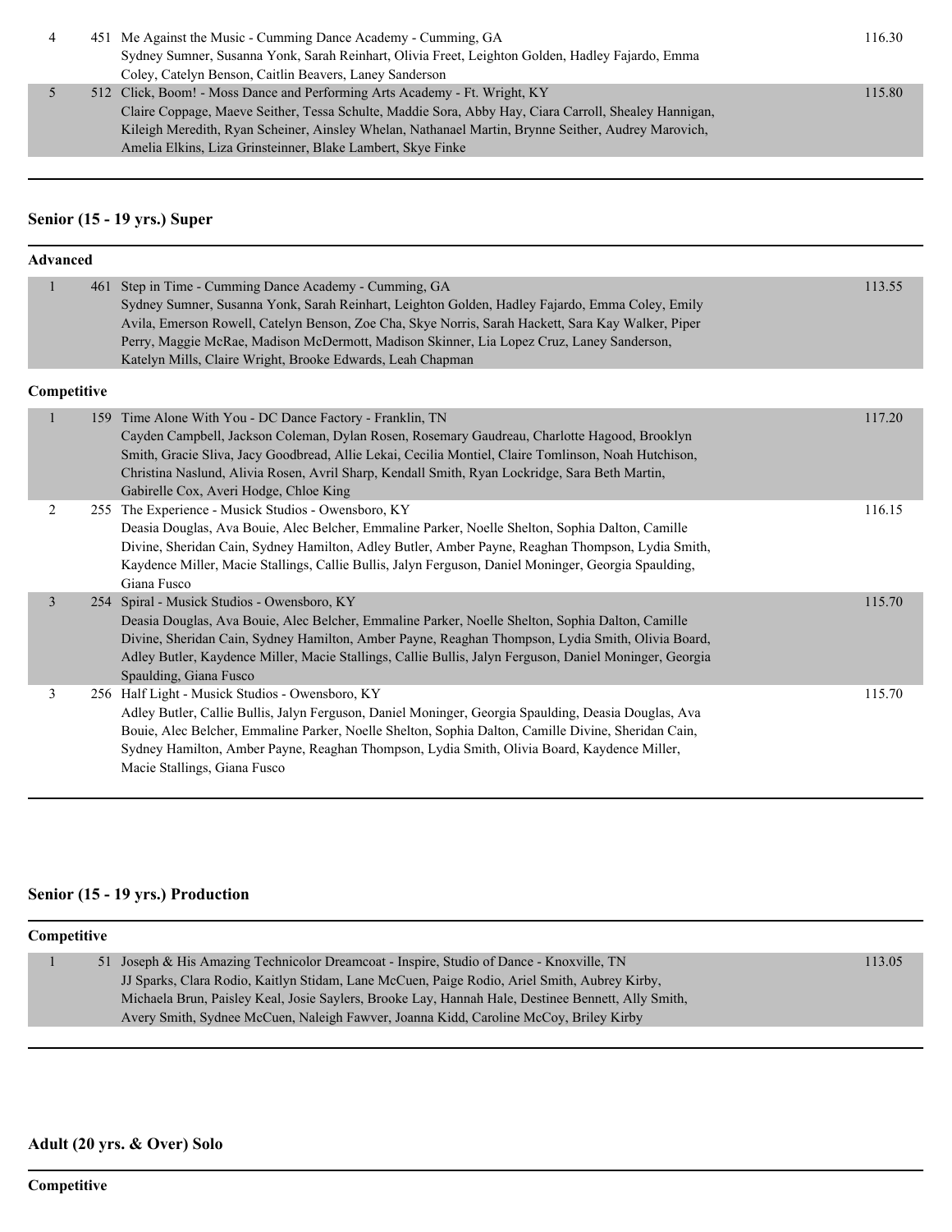| | | | |
|---|---|---|---|
| 4 | 451 | Me Against the Music - Cumming Dance Academy - Cumming, GA<br>Sydney Sumner, Susanna Yonk, Sarah Reinhart, Olivia Freet, Leighton Golden, Hadley Fajardo, Emma Coley, Catelyn Benson, Caitlin Beavers, Laney Sanderson | 116.30 |
| 5 | 512 | Click, Boom! - Moss Dance and Performing Arts Academy - Ft. Wright, KY<br>Claire Coppage, Maeve Seither, Tessa Schulte, Maddie Sora, Abby Hay, Ciara Carroll, Shealey Hannigan, Kileigh Meredith, Ryan Scheiner, Ainsley Whelan, Nathanael Martin, Brynne Seither, Audrey Marovich, Amelia Elkins, Liza Grinsteinner, Blake Lambert, Skye Finke | 115.80 |

## Senior (15 - 19 yrs.) Super

**Advanced**

| | | | |
|---|---|---|---|
| 1 | 461 | Step in Time - Cumming Dance Academy - Cumming, GA<br>Sydney Sumner, Susanna Yonk, Sarah Reinhart, Leighton Golden, Hadley Fajardo, Emma Coley, Emily Avila, Emerson Rowell, Catelyn Benson, Zoe Cha, Skye Norris, Sarah Hackett, Sara Kay Walker, Piper Perry, Maggie McRae, Madison McDermott, Madison Skinner, Lia Lopez Cruz, Laney Sanderson, Katelyn Mills, Claire Wright, Brooke Edwards, Leah Chapman | 113.55 |

**Competitive**

| | | | |
|---|---|---|---|
| 1 | 159 | Time Alone With You - DC Dance Factory - Franklin, TN<br>Cayden Campbell, Jackson Coleman, Dylan Rosen, Rosemary Gaudreau, Charlotte Hagood, Brooklyn Smith, Gracie Sliva, Jacy Goodbread, Allie Lekai, Cecilia Montiel, Claire Tomlinson, Noah Hutchison, Christina Naslund, Alivia Rosen, Avril Sharp, Kendall Smith, Ryan Lockridge, Sara Beth Martin, Gabirelle Cox, Averi Hodge, Chloe King | 117.20 |
| 2 | 255 | The Experience - Musick Studios - Owensboro, KY<br>Deasia Douglas, Ava Bouie, Alec Belcher, Emmaline Parker, Noelle Shelton, Sophia Dalton, Camille Divine, Sheridan Cain, Sydney Hamilton, Adley Butler, Amber Payne, Reaghan Thompson, Lydia Smith, Kaydence Miller, Macie Stallings, Callie Bullis, Jalyn Ferguson, Daniel Moninger, Georgia Spaulding, Giana Fusco | 116.15 |
| 3 | 254 | Spiral - Musick Studios - Owensboro, KY<br>Deasia Douglas, Ava Bouie, Alec Belcher, Emmaline Parker, Noelle Shelton, Sophia Dalton, Camille Divine, Sheridan Cain, Sydney Hamilton, Amber Payne, Reaghan Thompson, Lydia Smith, Olivia Board, Adley Butler, Kaydence Miller, Macie Stallings, Callie Bullis, Jalyn Ferguson, Daniel Moninger, Georgia Spaulding, Giana Fusco | 115.70 |
| 3 | 256 | Half Light - Musick Studios - Owensboro, KY<br>Adley Butler, Callie Bullis, Jalyn Ferguson, Daniel Moninger, Georgia Spaulding, Deasia Douglas, Ava Bouie, Alec Belcher, Emmaline Parker, Noelle Shelton, Sophia Dalton, Camille Divine, Sheridan Cain, Sydney Hamilton, Amber Payne, Reaghan Thompson, Lydia Smith, Olivia Board, Kaydence Miller, Macie Stallings, Giana Fusco | 115.70 |

## Senior (15 - 19 yrs.) Production

**Competitive**

| | | | |
|---|---|---|---|
| 1 | 51 | Joseph & His Amazing Technicolor Dreamcoat - Inspire, Studio of Dance - Knoxville, TN<br>JJ Sparks, Clara Rodio, Kaitlyn Stidam, Lane McCuen, Paige Rodio, Ariel Smith, Aubrey Kirby, Michaela Brun, Paisley Keal, Josie Saylers, Brooke Lay, Hannah Hale, Destinee Bennett, Ally Smith, Avery Smith, Sydnee McCuen, Naleigh Fawver, Joanna Kidd, Caroline McCoy, Briley Kirby | 113.05 |

## Adult (20 yrs. & Over) Solo

**Competitive**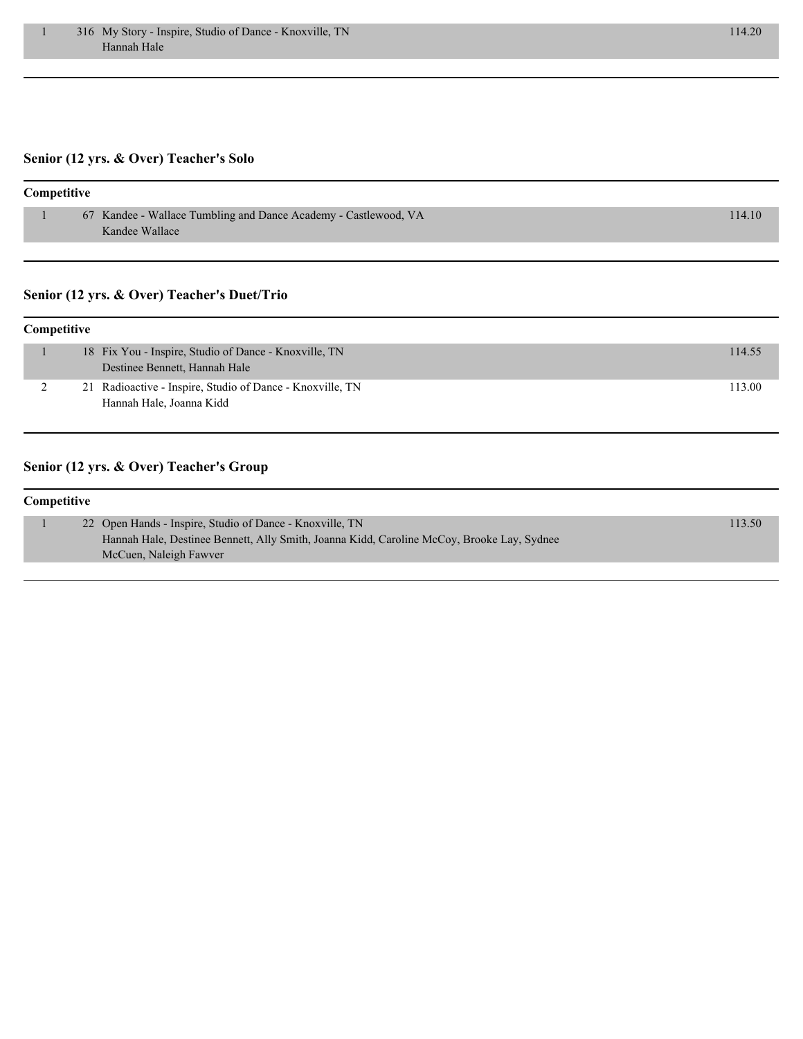| | | | |
|---|---|---|---|
| 1 | 316 | My Story - Inspire, Studio of Dance - Knoxville, TN<br>Hannah Hale | 114.20 |

## Senior (12 yrs. & Over) Teacher's Solo

**Competitive**

| | | | |
|---|---|---|---|
| 1 | 67 | Kandee - Wallace Tumbling and Dance Academy - Castlewood, VA<br>Kandee Wallace | 114.10 |

## Senior (12 yrs. & Over) Teacher's Duet/Trio

**Competitive**

| | | | |
|---|---|---|---|
| 1 | 18 | Fix You - Inspire, Studio of Dance - Knoxville, TN<br>Destinee Bennett, Hannah Hale | 114.55 |
| 2 | 21 | Radioactive - Inspire, Studio of Dance - Knoxville, TN<br>Hannah Hale, Joanna Kidd | 113.00 |

## Senior (12 yrs. & Over) Teacher's Group

**Competitive**

| | | | |
|---|---|---|---|
| 1 | 22 | Open Hands - Inspire, Studio of Dance - Knoxville, TN<br>Hannah Hale, Destinee Bennett, Ally Smith, Joanna Kidd, Caroline McCoy, Brooke Lay, Sydnee McCuen, Naleigh Fawver | 113.50 |